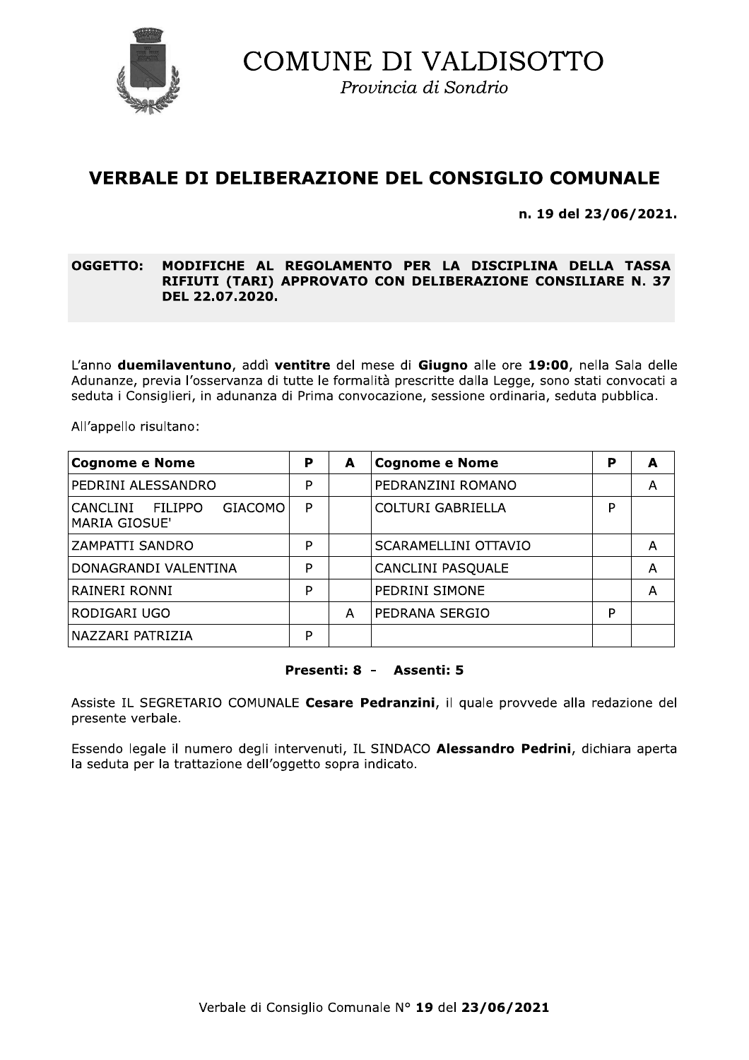# COMUNE DI VALDISOTTO

*Provincia di Sondrio*

## VERBALE DI DELIBERAZIONE DEL CONSIGLIO COMUNALE

**n. 19 del 23/06/2021.**

**OGGETTO: MODIFICHE AL REGOLAMENTO PER LA DISCIPLINA DELLA TASSA RIFIUTI (TARI) APPROVATO CON DELIBERAZIONE CONSILIARE N. 37 DEL 22.07.2020.**

L'anno **duemilaventuno**, addì **ventitre** del mese di **Giugno** alle ore **19:00**, nella Sala delle Adunanze, previa l'osservanza di tutte le formalità prescritte dalla Legge, sono stati convocati a seduta i Consiglieri, in adunanza di Prima convocazione, sessione ordinaria, seduta pubblica.

All'appello risultano:

| Cognome e Nome | P | A | Cognome e Nome | P | A |
|---|---|---|---|---|---|
| PEDRINI ALESSANDRO | P | | PEDRANZINI ROMANO | | A |
| CANCLINI FILIPPO GIACOMO MARIA GIOSUE' | P | | COLTURI GABRIELLA | P | |
| ZAMPATTI SANDRO | P | | SCARAMELLINI OTTAVIO | | A |
| DONAGRANDI VALENTINA | P | | CANCLINI PASQUALE | | A |
| RAINERI RONNI | P | | PEDRINI SIMONE | | A |
| RODIGARI UGO | | A | PEDRANA SERGIO | P | |
| NAZZARI PATRIZIA | P | | | | |

**Presenti: 8 - Assenti: 5**

Assiste IL SEGRETARIO COMUNALE **Cesare Pedranzini**, il quale provvede alla redazione del presente verbale.

Essendo legale il numero degli intervenuti, IL SINDACO **Alessandro Pedrini**, dichiara aperta la seduta per la trattazione dell'oggetto sopra indicato.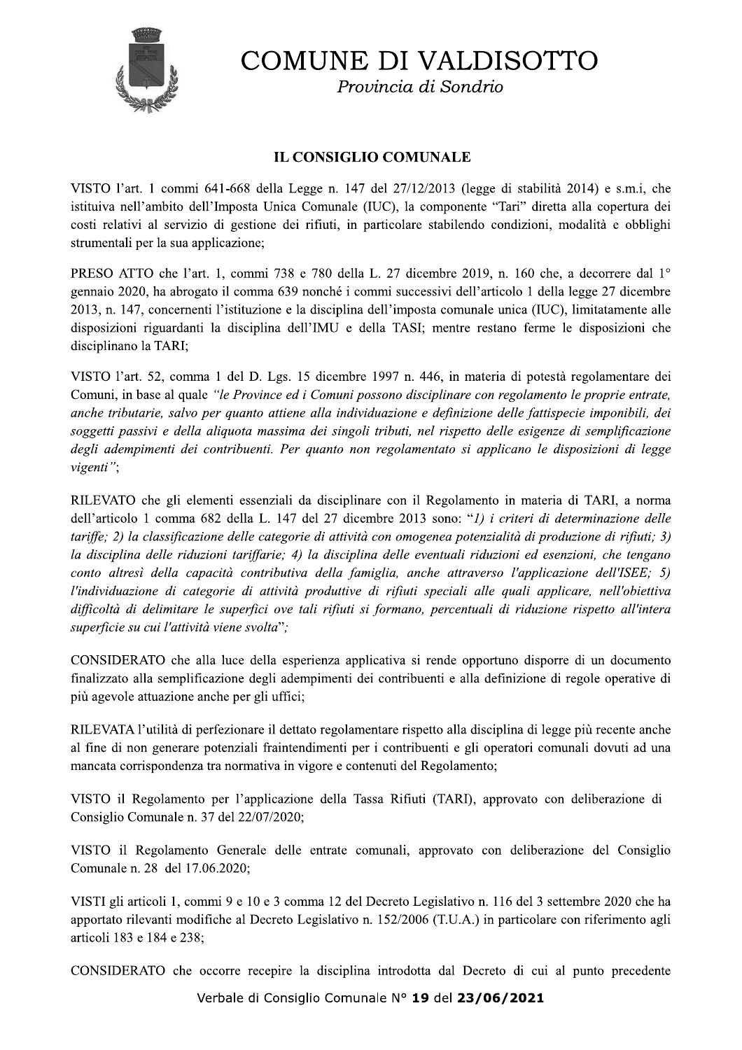# COMUNE DI VALDISOTTO

*Provincia di Sondrio*

## IL CONSIGLIO COMUNALE

VISTO l'art. 1 commi 641-668 della Legge n. 147 del 27/12/2013 (legge di stabilità 2014) e s.m.i, che istituiva nell'ambito dell'Imposta Unica Comunale (IUC), la componente "Tari" diretta alla copertura dei costi relativi al servizio di gestione dei rifiuti, in particolare stabilendo condizioni, modalità e obblighi strumentali per la sua applicazione;

PRESO ATTO che l'art. 1, commi 738 e 780 della L. 27 dicembre 2019, n. 160 che, a decorrere dal 1° gennaio 2020, ha abrogato il comma 639 nonché i commi successivi dell'articolo 1 della legge 27 dicembre 2013, n. 147, concernenti l'istituzione e la disciplina dell'imposta comunale unica (IUC), limitatamente alle disposizioni riguardanti la disciplina dell'IMU e della TASI; mentre restano ferme le disposizioni che disciplinano la TARI;

VISTO l'art. 52, comma 1 del D. Lgs. 15 dicembre 1997 n. 446, in materia di potestà regolamentare dei Comuni, in base al quale *"le Province ed i Comuni possono disciplinare con regolamento le proprie entrate, anche tributarie, salvo per quanto attiene alla individuazione e definizione delle fattispecie imponibili, dei soggetti passivi e della aliquota massima dei singoli tributi, nel rispetto delle esigenze di semplificazione degli adempimenti dei contribuenti. Per quanto non regolamentato si applicano le disposizioni di legge vigenti"*;

RILEVATO che gli elementi essenziali da disciplinare con il Regolamento in materia di TARI, a norma dell'articolo 1 comma 682 della L. 147 del 27 dicembre 2013 sono: "*1) i criteri di determinazione delle tariffe; 2) la classificazione delle categorie di attività con omogenea potenzialità di produzione di rifiuti; 3) la disciplina delle riduzioni tariffarie; 4) la disciplina delle eventuali riduzioni ed esenzioni, che tengano conto altresì della capacità contributiva della famiglia, anche attraverso l'applicazione dell'ISEE; 5) l'individuazione di categorie di attività produttive di rifiuti speciali alle quali applicare, nell'obiettiva difficoltà di delimitare le superfici ove tali rifiuti si formano, percentuali di riduzione rispetto all'intera superficie su cui l'attività viene svolta*";

CONSIDERATO che alla luce della esperienza applicativa si rende opportuno disporre di un documento finalizzato alla semplificazione degli adempimenti dei contribuenti e alla definizione di regole operative di più agevole attuazione anche per gli uffici;

RILEVATA l'utilità di perfezionare il dettato regolamentare rispetto alla disciplina di legge più recente anche al fine di non generare potenziali fraintendimenti per i contribuenti e gli operatori comunali dovuti ad una mancata corrispondenza tra normativa in vigore e contenuti del Regolamento;

VISTO il Regolamento per l'applicazione della Tassa Rifiuti (TARI), approvato con deliberazione di Consiglio Comunale n. 37 del 22/07/2020;

VISTO il Regolamento Generale delle entrate comunali, approvato con deliberazione del Consiglio Comunale n. 28 del 17.06.2020;

VISTI gli articoli 1, commi 9 e 10 e 3 comma 12 del Decreto Legislativo n. 116 del 3 settembre 2020 che ha apportato rilevanti modifiche al Decreto Legislativo n. 152/2006 (T.U.A.) in particolare con riferimento agli articoli 183 e 184 e 238;

CONSIDERATO che occorre recepire la disciplina introdotta dal Decreto di cui al punto precedente

Verbale di Consiglio Comunale N° **19** del **23/06/2021**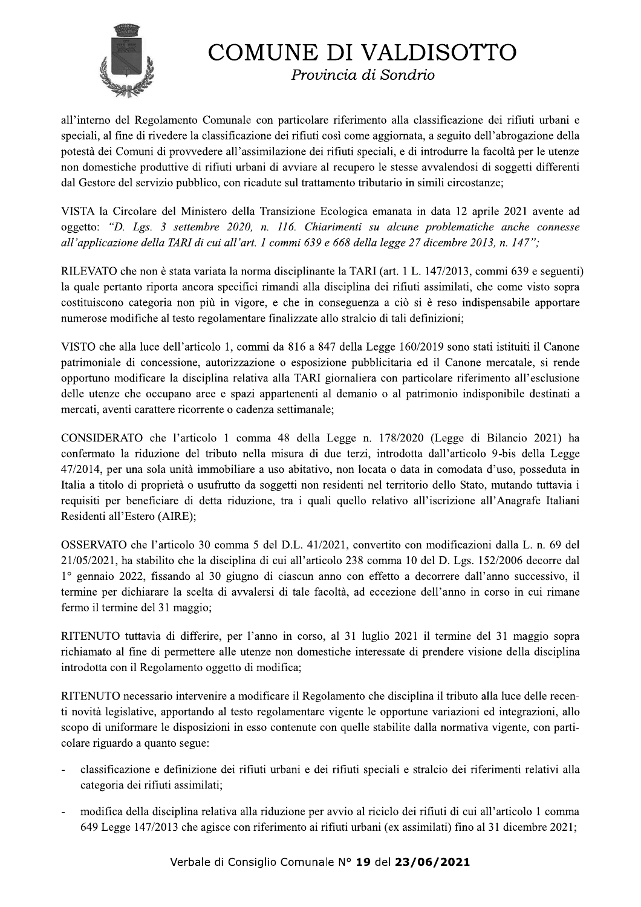all'interno del Regolamento Comunale con particolare riferimento alla classificazione dei rifiuti urbani e speciali, al fine di rivedere la classificazione dei rifiuti così come aggiornata, a seguito dell'abrogazione della potestà dei Comuni di provvedere all'assimilazione dei rifiuti speciali, e di introdurre la facoltà per le utenze non domestiche produttive di rifiuti urbani di avviare al recupero le stesse avvalendosi di soggetti differenti dal Gestore del servizio pubblico, con ricadute sul trattamento tributario in simili circostanze;

VISTA la Circolare del Ministero della Transizione Ecologica emanata in data 12 aprile 2021 avente ad oggetto: *"D. Lgs. 3 settembre 2020, n. 116. Chiarimenti su alcune problematiche anche connesse all'applicazione della TARI di cui all'art. 1 commi 639 e 668 della legge 27 dicembre 2013, n. 147";*

RILEVATO che non è stata variata la norma disciplinante la TARI (art. 1 L. 147/2013, commi 639 e seguenti) la quale pertanto riporta ancora specifici rimandi alla disciplina dei rifiuti assimilati, che come visto sopra costituiscono categoria non più in vigore, e che in conseguenza a ciò si è reso indispensabile apportare numerose modifiche al testo regolamentare finalizzate allo stralcio di tali definizioni;

VISTO che alla luce dell'articolo 1, commi da 816 a 847 della Legge 160/2019 sono stati istituiti il Canone patrimoniale di concessione, autorizzazione o esposizione pubblicitaria ed il Canone mercatale, si rende opportuno modificare la disciplina relativa alla TARI giornaliera con particolare riferimento all'esclusione delle utenze che occupano aree e spazi appartenenti al demanio o al patrimonio indisponibile destinati a mercati, aventi carattere ricorrente o cadenza settimanale;

CONSIDERATO che l'articolo 1 comma 48 della Legge n. 178/2020 (Legge di Bilancio 2021) ha confermato la riduzione del tributo nella misura di due terzi, introdotta dall'articolo 9-bis della Legge 47/2014, per una sola unità immobiliare a uso abitativo, non locata o data in comodata d'uso, posseduta in Italia a titolo di proprietà o usufrutto da soggetti non residenti nel territorio dello Stato, mutando tuttavia i requisiti per beneficiare di detta riduzione, tra i quali quello relativo all'iscrizione all'Anagrafe Italiani Residenti all'Estero (AIRE);

OSSERVATO che l'articolo 30 comma 5 del D.L. 41/2021, convertito con modificazioni dalla L. n. 69 del 21/05/2021, ha stabilito che la disciplina di cui all'articolo 238 comma 10 del D. Lgs. 152/2006 decorre dal 1° gennaio 2022, fissando al 30 giugno di ciascun anno con effetto a decorrere dall'anno successivo, il termine per dichiarare la scelta di avvalersi di tale facoltà, ad eccezione dell'anno in corso in cui rimane fermo il termine del 31 maggio;

RITENUTO tuttavia di differire, per l'anno in corso, al 31 luglio 2021 il termine del 31 maggio sopra richiamato al fine di permettere alle utenze non domestiche interessate di prendere visione della disciplina introdotta con il Regolamento oggetto di modifica;

RITENUTO necessario intervenire a modificare il Regolamento che disciplina il tributo alla luce delle recenti novità legislative, apportando al testo regolamentare vigente le opportune variazioni ed integrazioni, allo scopo di uniformare le disposizioni in esso contenute con quelle stabilite dalla normativa vigente, con particolare riguardo a quanto segue:

- classificazione e definizione dei rifiuti urbani e dei rifiuti speciali e stralcio dei riferimenti relativi alla categoria dei rifiuti assimilati;
- modifica della disciplina relativa alla riduzione per avvio al riciclo dei rifiuti di cui all'articolo 1 comma 649 Legge 147/2013 che agisce con riferimento ai rifiuti urbani (ex assimilati) fino al 31 dicembre 2021;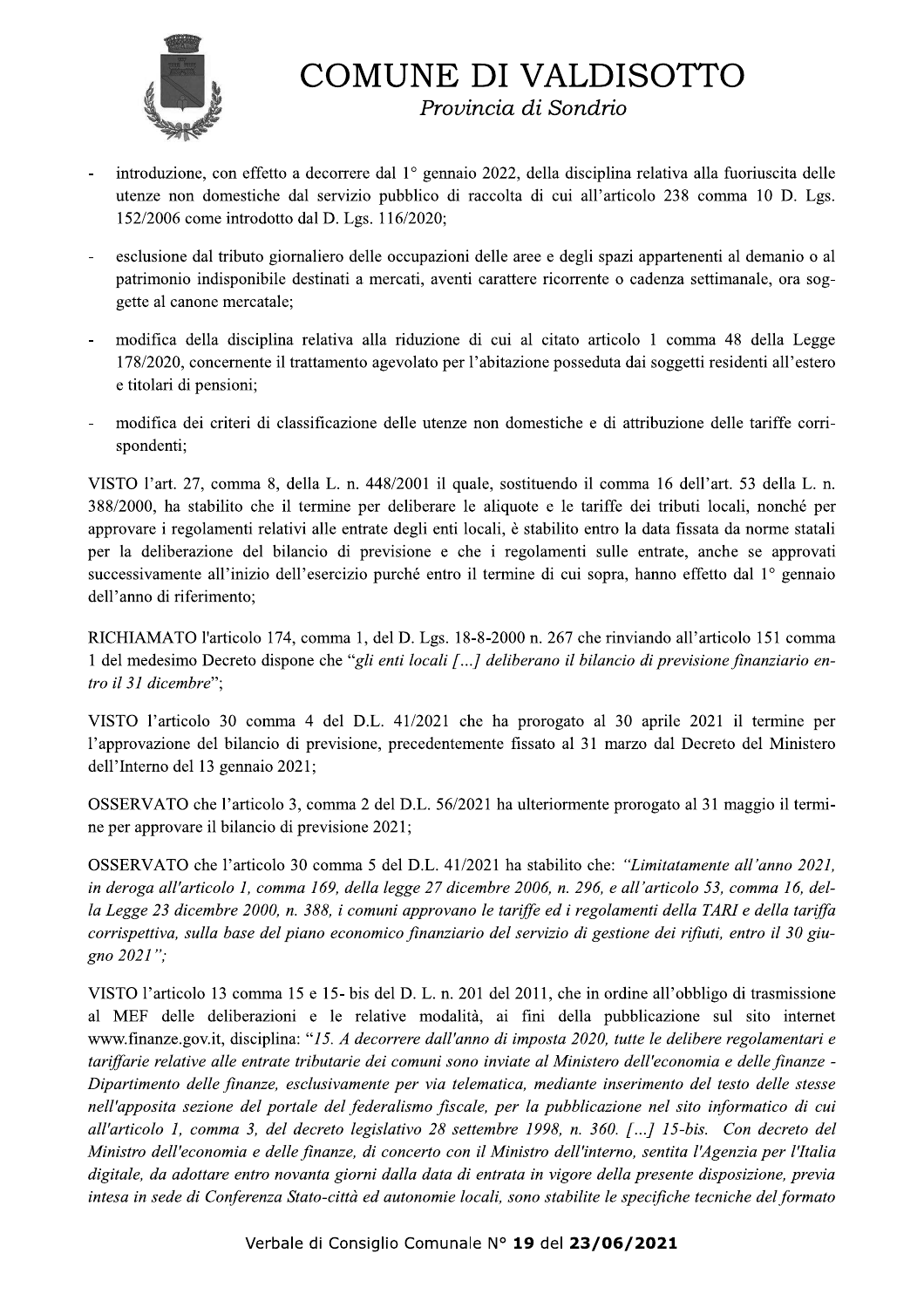- introduzione, con effetto a decorrere dal 1° gennaio 2022, della disciplina relativa alla fuoriuscita delle utenze non domestiche dal servizio pubblico di raccolta di cui all'articolo 238 comma 10 D. Lgs. 152/2006 come introdotto dal D. Lgs. 116/2020;

- esclusione dal tributo giornaliero delle occupazioni delle aree e degli spazi appartenenti al demanio o al patrimonio indisponibile destinati a mercati, aventi carattere ricorrente o cadenza settimanale, ora soggette al canone mercatale;

- modifica della disciplina relativa alla riduzione di cui al citato articolo 1 comma 48 della Legge 178/2020, concernente il trattamento agevolato per l'abitazione posseduta dai soggetti residenti all'estero e titolari di pensioni;

- modifica dei criteri di classificazione delle utenze non domestiche e di attribuzione delle tariffe corrispondenti;

VISTO l'art. 27, comma 8, della L. n. 448/2001 il quale, sostituendo il comma 16 dell'art. 53 della L. n. 388/2000, ha stabilito che il termine per deliberare le aliquote e le tariffe dei tributi locali, nonché per approvare i regolamenti relativi alle entrate degli enti locali, è stabilito entro la data fissata da norme statali per la deliberazione del bilancio di previsione e che i regolamenti sulle entrate, anche se approvati successivamente all'inizio dell'esercizio purché entro il termine di cui sopra, hanno effetto dal 1° gennaio dell'anno di riferimento;

RICHIAMATO l'articolo 174, comma 1, del D. Lgs. 18-8-2000 n. 267 che rinviando all'articolo 151 comma 1 del medesimo Decreto dispone che "*gli enti locali [...] deliberano il bilancio di previsione finanziario entro il 31 dicembre*";

VISTO l'articolo 30 comma 4 del D.L. 41/2021 che ha prorogato al 30 aprile 2021 il termine per l'approvazione del bilancio di previsione, precedentemente fissato al 31 marzo dal Decreto del Ministero dell'Interno del 13 gennaio 2021;

OSSERVATO che l'articolo 3, comma 2 del D.L. 56/2021 ha ulteriormente prorogato al 31 maggio il termine per approvare il bilancio di previsione 2021;

OSSERVATO che l'articolo 30 comma 5 del D.L. 41/2021 ha stabilito che: "*Limitatamente all'anno 2021, in deroga all'articolo 1, comma 169, della legge 27 dicembre 2006, n. 296, e all'articolo 53, comma 16, della Legge 23 dicembre 2000, n. 388, i comuni approvano le tariffe ed i regolamenti della TARI e della tariffa corrispettiva, sulla base del piano economico finanziario del servizio di gestione dei rifiuti, entro il 30 giugno 2021*";

VISTO l'articolo 13 comma 15 e 15- bis del D. L. n. 201 del 2011, che in ordine all'obbligo di trasmissione al MEF delle deliberazioni e le relative modalità, ai fini della pubblicazione sul sito internet www.finanze.gov.it, disciplina: "*15. A decorrere dall'anno di imposta 2020, tutte le delibere regolamentari e tariffarie relative alle entrate tributarie dei comuni sono inviate al Ministero dell'economia e delle finanze - Dipartimento delle finanze, esclusivamente per via telematica, mediante inserimento del testo delle stesse nell'apposita sezione del portale del federalismo fiscale, per la pubblicazione nel sito informatico di cui all'articolo 1, comma 3, del decreto legislativo 28 settembre 1998, n. 360. [...] 15-bis. Con decreto del Ministro dell'economia e delle finanze, di concerto con il Ministro dell'interno, sentita l'Agenzia per l'Italia digitale, da adottare entro novanta giorni dalla data di entrata in vigore della presente disposizione, previa intesa in sede di Conferenza Stato-città ed autonomie locali, sono stabilite le specifiche tecniche del formato*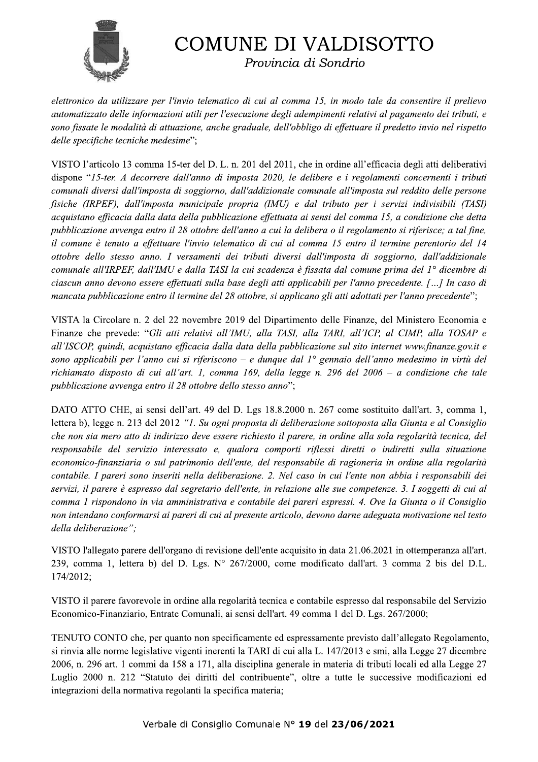*elettronico da utilizzare per l'invio telematico di cui al comma 15, in modo tale da consentire il prelievo automatizzato delle informazioni utili per l'esecuzione degli adempimenti relativi al pagamento dei tributi, e sono fissate le modalità di attuazione, anche graduale, dell'obbligo di effettuare il predetto invio nel rispetto delle specifiche tecniche medesime*";

VISTO l'articolo 13 comma 15-ter del D. L. n. 201 del 2011, che in ordine all'efficacia degli atti deliberativi dispone "*15-ter. A decorrere dall'anno di imposta 2020, le delibere e i regolamenti concernenti i tributi comunali diversi dall'imposta di soggiorno, dall'addizionale comunale all'imposta sul reddito delle persone fisiche (IRPEF), dall'imposta municipale propria (IMU) e dal tributo per i servizi indivisibili (TASI) acquistano efficacia dalla data della pubblicazione effettuata ai sensi del comma 15, a condizione che detta pubblicazione avvenga entro il 28 ottobre dell'anno a cui la delibera o il regolamento si riferisce; a tal fine, il comune è tenuto a effettuare l'invio telematico di cui al comma 15 entro il termine perentorio del 14 ottobre dello stesso anno. I versamenti dei tributi diversi dall'imposta di soggiorno, dall'addizionale comunale all'IRPEF, dall'IMU e dalla TASI la cui scadenza è fissata dal comune prima del 1° dicembre di ciascun anno devono essere effettuati sulla base degli atti applicabili per l'anno precedente. […] In caso di mancata pubblicazione entro il termine del 28 ottobre, si applicano gli atti adottati per l'anno precedente*";

VISTA la Circolare n. 2 del 22 novembre 2019 del Dipartimento delle Finanze, del Ministero Economia e Finanze che prevede: "*Gli atti relativi all'IMU, alla TASI, alla TARI, all'ICP, al CIMP, alla TOSAP e all'ISCOP, quindi, acquistano efficacia dalla data della pubblicazione sul sito internet www.finanze.gov.it e sono applicabili per l'anno cui si riferiscono – e dunque dal 1° gennaio dell'anno medesimo in virtù del richiamato disposto di cui all'art. 1, comma 169, della legge n. 296 del 2006 – a condizione che tale pubblicazione avvenga entro il 28 ottobre dello stesso anno*";

DATO ATTO CHE, ai sensi dell'art. 49 del D. Lgs 18.8.2000 n. 267 come sostituito dall'art. 3, comma 1, lettera b), legge n. 213 del 2012 *"1. Su ogni proposta di deliberazione sottoposta alla Giunta e al Consiglio che non sia mero atto di indirizzo deve essere richiesto il parere, in ordine alla sola regolarità tecnica, del responsabile del servizio interessato e, qualora comporti riflessi diretti o indiretti sulla situazione economico-finanziaria o sul patrimonio dell'ente, del responsabile di ragioneria in ordine alla regolarità contabile. I pareri sono inseriti nella deliberazione. 2. Nel caso in cui l'ente non abbia i responsabili dei servizi, il parere è espresso dal segretario dell'ente, in relazione alle sue competenze. 3. I soggetti di cui al comma 1 rispondono in via amministrativa e contabile dei pareri espressi. 4. Ove la Giunta o il Consiglio non intendano conformarsi ai pareri di cui al presente articolo, devono darne adeguata motivazione nel testo della deliberazione";*

VISTO l'allegato parere dell'organo di revisione dell'ente acquisito in data 21.06.2021 in ottemperanza all'art. 239, comma 1, lettera b) del D. Lgs. N° 267/2000, come modificato dall'art. 3 comma 2 bis del D.L. 174/2012;

VISTO il parere favorevole in ordine alla regolarità tecnica e contabile espresso dal responsabile del Servizio Economico-Finanziario, Entrate Comunali, ai sensi dell'art. 49 comma 1 del D. Lgs. 267/2000;

TENUTO CONTO che, per quanto non specificamente ed espressamente previsto dall'allegato Regolamento, si rinvia alle norme legislative vigenti inerenti la TARI di cui alla L. 147/2013 e smi, alla Legge 27 dicembre 2006, n. 296 art. 1 commi da 158 a 171, alla disciplina generale in materia di tributi locali ed alla Legge 27 Luglio 2000 n. 212 "Statuto dei diritti del contribuente", oltre a tutte le successive modificazioni ed integrazioni della normativa regolanti la specifica materia;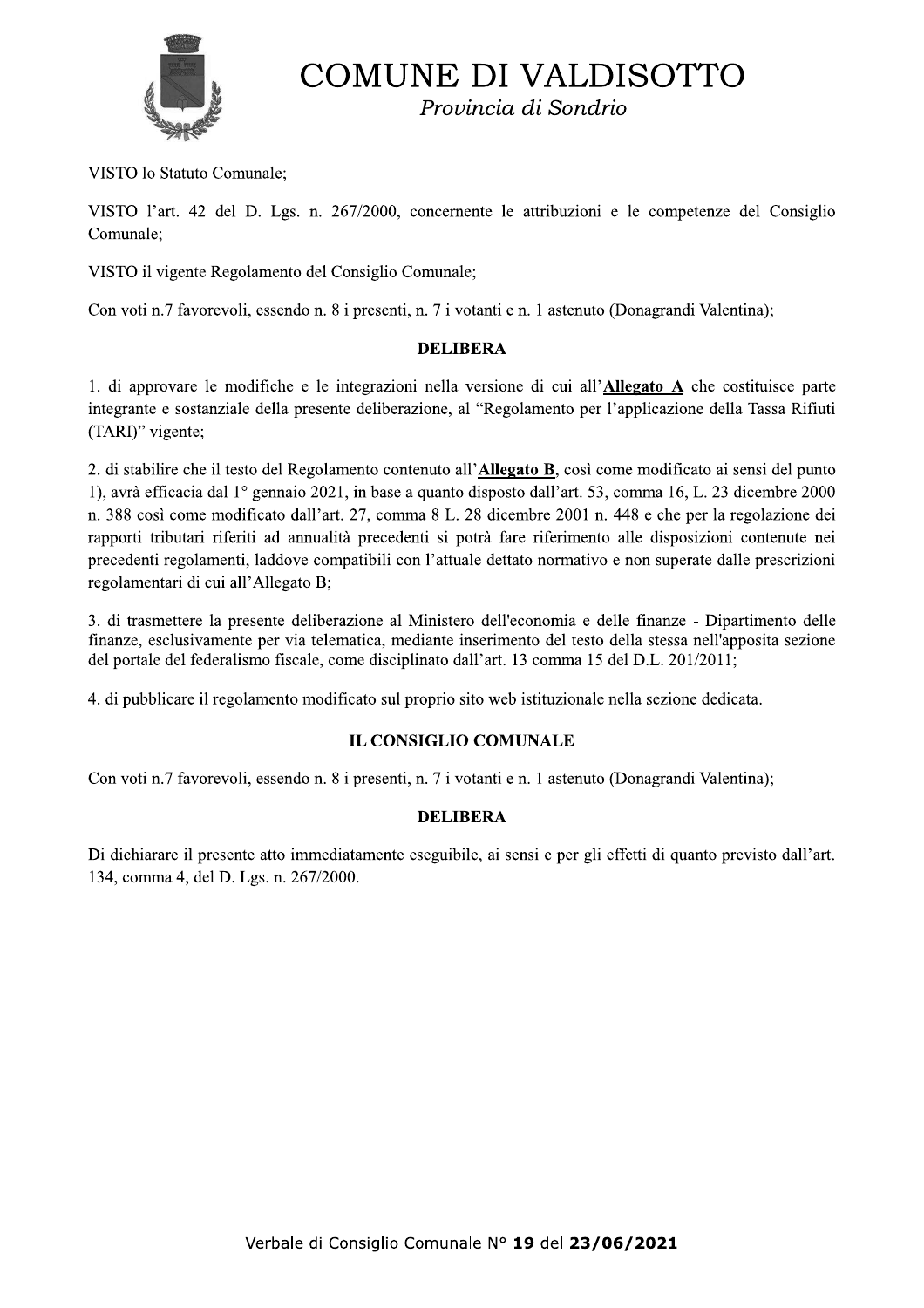VISTO lo Statuto Comunale;

VISTO l'art. 42 del D. Lgs. n. 267/2000, concernente le attribuzioni e le competenze del Consiglio Comunale;

VISTO il vigente Regolamento del Consiglio Comunale;

Con voti n.7 favorevoli, essendo n. 8 i presenti, n. 7 i votanti e n. 1 astenuto (Donagrandi Valentina);

**DELIBERA**

1. di approvare le modifiche e le integrazioni nella versione di cui all'**Allegato A** che costituisce parte integrante e sostanziale della presente deliberazione, al "Regolamento per l'applicazione della Tassa Rifiuti (TARI)" vigente;

2. di stabilire che il testo del Regolamento contenuto all'**Allegato B**, così come modificato ai sensi del punto 1), avrà efficacia dal 1° gennaio 2021, in base a quanto disposto dall'art. 53, comma 16, L. 23 dicembre 2000 n. 388 così come modificato dall'art. 27, comma 8 L. 28 dicembre 2001 n. 448 e che per la regolazione dei rapporti tributari riferiti ad annualità precedenti si potrà fare riferimento alle disposizioni contenute nei precedenti regolamenti, laddove compatibili con l'attuale dettato normativo e non superate dalle prescrizioni regolamentari di cui all'Allegato B;

3. di trasmettere la presente deliberazione al Ministero dell'economia e delle finanze - Dipartimento delle finanze, esclusivamente per via telematica, mediante inserimento del testo della stessa nell'apposita sezione del portale del federalismo fiscale, come disciplinato dall'art. 13 comma 15 del D.L. 201/2011;

4. di pubblicare il regolamento modificato sul proprio sito web istituzionale nella sezione dedicata.

**IL CONSIGLIO COMUNALE**

Con voti n.7 favorevoli, essendo n. 8 i presenti, n. 7 i votanti e n. 1 astenuto (Donagrandi Valentina);

**DELIBERA**

Di dichiarare il presente atto immediatamente eseguibile, ai sensi e per gli effetti di quanto previsto dall'art. 134, comma 4, del D. Lgs. n. 267/2000.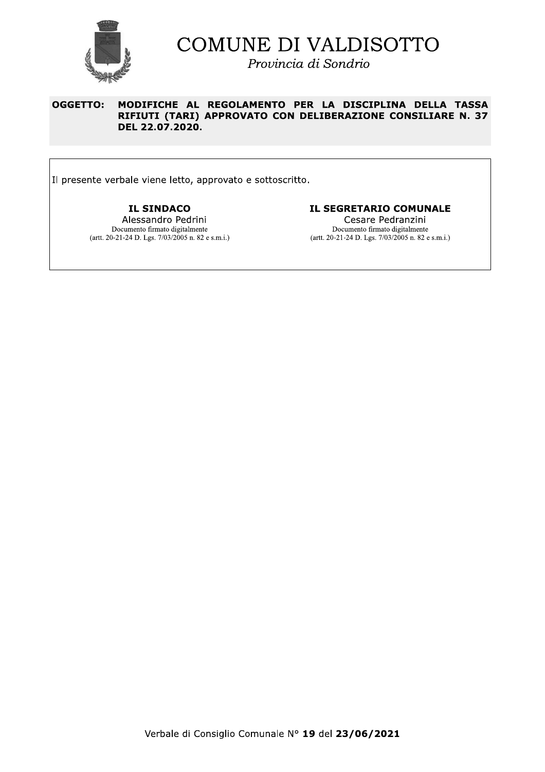# COMUNE DI VALDISOTTO

*Provincia di Sondrio*

**OGGETTO: MODIFICHE AL REGOLAMENTO PER LA DISCIPLINA DELLA TASSA RIFIUTI (TARI) APPROVATO CON DELIBERAZIONE CONSILIARE N. 37 DEL 22.07.2020.**

Il presente verbale viene letto, approvato e sottoscritto.

| **IL SINDACO** | **IL SEGRETARIO COMUNALE** |
|---|---|
| Alessandro Pedrini | Cesare Pedranzini |
| Documento firmato digitalmente (artt. 20-21-24 D. Lgs. 7/03/2005 n. 82 e s.m.i.) | Documento firmato digitalmente (artt. 20-21-24 D. Lgs. 7/03/2005 n. 82 e s.m.i.) |

Verbale di Consiglio Comunale N° **19** del **23/06/2021**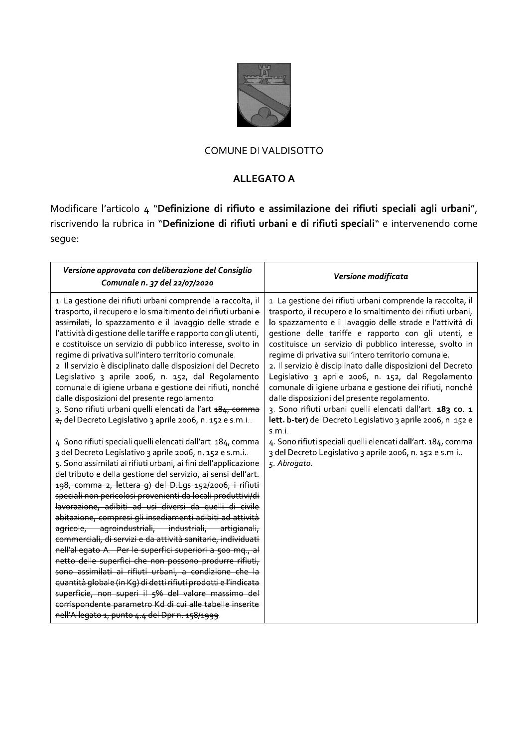COMUNE DI VALDISOTTO

**ALLEGATO A**

Modificare l'articolo 4 "**Definizione di rifiuto e assimilazione dei rifiuti speciali agli urbani**", riscrivendo la rubrica in "**Definizione di rifiuti urbani e di rifiuti speciali**" e intervenendo come segue:

| *Versione approvata con deliberazione del Consiglio Comunale n. 37 del 22/07/2020* | *Versione modificata* |
| --- | --- |
| 1. La gestione dei rifiuti urbani comprende la raccolta, il trasporto, il recupero e lo smaltimento dei rifiuti urbani ~~e assimilati~~, lo spazzamento e il lavaggio delle strade e l'attività di gestione delle tariffe e rapporto con gli utenti, e costituisce un servizio di pubblico interesse, svolto in regime di privativa sull'intero territorio comunale.<br>2. Il servizio è disciplinato dalle disposizioni del Decreto Legislativo 3 aprile 2006, n. 152, dal Regolamento comunale di igiene urbana e gestione dei rifiuti, nonché dalle disposizioni del presente regolamento.<br>3. Sono rifiuti urbani quelli elencati dall'art ~~184, comma 2,~~ del Decreto Legislativo 3 aprile 2006, n. 152 e s.m.i..<br>4. Sono rifiuti speciali quelli elencati dall'art. 184, comma 3 del Decreto Legislativo 3 aprile 2006, n. 152 e s.m.i..<br>5. ~~Sono assimilati ai rifiuti urbani, ai fini dell'applicazione del tributo e della gestione del servizio, ai sensi dell'art. 198, comma 2, lettera g) del D.Lgs 152/2006, i rifiuti speciali non pericolosi provenienti da locali produttivi/di lavorazione, adibiti ad usi diversi da quelli di civile abitazione, compresi gli insediamenti adibiti ad attività agricole, agroindustriali, industriali, artigianali, commerciali, di servizi e da attività sanitarie, individuati nell'allegato A. Per le superfici superiori a 500 mq., al netto delle superfici che non possono produrre rifiuti, sono assimilati ai rifiuti urbani, a condizione che la quantità globale (in Kg) di detti rifiuti prodotti e l'indicata superficie, non superi il 5% del valore massimo del corrispondente parametro Kd di cui alle tabelle inserite nell'Allegato 1, punto 4.4 del Dpr n. 158/1999~~. | 1. La gestione dei rifiuti urbani comprende la raccolta, il trasporto, il recupero e lo smaltimento dei rifiuti urbani, lo spazzamento e il lavaggio delle strade e l'attività di gestione delle tariffe e rapporto con gli utenti, e costituisce un servizio di pubblico interesse, svolto in regime di privativa sull'intero territorio comunale.<br>2. Il servizio è disciplinato dalle disposizioni del Decreto Legislativo 3 aprile 2006, n. 152, dal Regolamento comunale di igiene urbana e gestione dei rifiuti, nonché dalle disposizioni del presente regolamento.<br>3. Sono rifiuti urbani quelli elencati dall'art. **183 co. 1 lett. b-ter)** del Decreto Legislativo 3 aprile 2006, n. 152 e s.m.i..<br>4. Sono rifiuti speciali quelli elencati dall'art. 184, comma 3 del Decreto Legislativo 3 aprile 2006, n. 152 e s.m.i..<br>5. *Abrogato.* |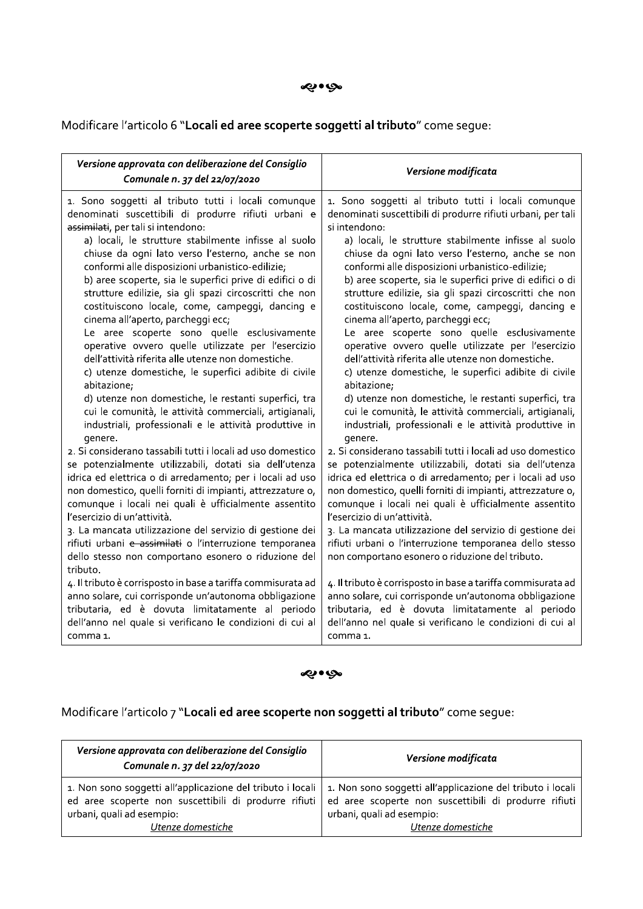ঌ•ঌ

Modificare l'articolo 6 "**Locali ed aree scoperte soggetti al tributo**" come segue:

| *Versione approvata con deliberazione del Consiglio Comunale n. 37 del 22/07/2020* | *Versione modificata* |
|---|---|
| 1. Sono soggetti al tributo tutti i locali comunque denominati suscettibili di produrre rifiuti urbani ~~e assimilati~~, per tali si intendono:<br>a) locali, le strutture stabilmente infisse al suolo chiuse da ogni lato verso l'esterno, anche se non conformi alle disposizioni urbanistico-edilizie;<br>b) aree scoperte, sia le superfici prive di edifici o di strutture edilizie, sia gli spazi circoscritti che non costituiscono locale, come, campeggi, dancing e cinema all'aperto, parcheggi ecc;<br>Le aree scoperte sono quelle esclusivamente operative ovvero quelle utilizzate per l'esercizio dell'attività riferita alle utenze non domestiche.<br>c) utenze domestiche, le superfici adibite di civile abitazione;<br>d) utenze non domestiche, le restanti superfici, tra cui le comunità, le attività commerciali, artigianali, industriali, professionali e le attività produttive in genere.<br>2. Si considerano tassabili tutti i locali ad uso domestico se potenzialmente utilizzabili, dotati sia dell'utenza idrica ed elettrica o di arredamento; per i locali ad uso non domestico, quelli forniti di impianti, attrezzature o, comunque i locali nei quali è ufficialmente assentito l'esercizio di un'attività.<br>3. La mancata utilizzazione del servizio di gestione dei rifiuti urbani ~~e assimilati~~ o l'interruzione temporanea dello stesso non comportano esonero o riduzione del tributo.<br>4. Il tributo è corrisposto in base a tariffa commisurata ad anno solare, cui corrisponde un'autonoma obbligazione tributaria, ed è dovuta limitatamente al periodo dell'anno nel quale si verificano le condizioni di cui al comma 1. | 1. Sono soggetti al tributo tutti i locali comunque denominati suscettibili di produrre rifiuti urbani, per tali si intendono:<br>a) locali, le strutture stabilmente infisse al suolo chiuse da ogni lato verso l'esterno, anche se non conformi alle disposizioni urbanistico-edilizie;<br>b) aree scoperte, sia le superfici prive di edifici o di strutture edilizie, sia gli spazi circoscritti che non costituiscono locale, come, campeggi, dancing e cinema all'aperto, parcheggi ecc;<br>Le aree scoperte sono quelle esclusivamente operative ovvero quelle utilizzate per l'esercizio dell'attività riferita alle utenze non domestiche.<br>c) utenze domestiche, le superfici adibite di civile abitazione;<br>d) utenze non domestiche, le restanti superfici, tra cui le comunità, le attività commerciali, artigianali, industriali, professionali e le attività produttive in genere.<br>2. Si considerano tassabili tutti i locali ad uso domestico se potenzialmente utilizzabili, dotati sia dell'utenza idrica ed elettrica o di arredamento; per i locali ad uso non domestico, quelli forniti di impianti, attrezzature o, comunque i locali nei quali è ufficialmente assentito l'esercizio di un'attività.<br>3. La mancata utilizzazione del servizio di gestione dei rifiuti urbani o l'interruzione temporanea dello stesso non comportano esonero o riduzione del tributo.<br>4. Il tributo è corrisposto in base a tariffa commisurata ad anno solare, cui corrisponde un'autonoma obbligazione tributaria, ed è dovuta limitatamente al periodo dell'anno nel quale si verificano le condizioni di cui al comma 1. |

ঌ•ঌ

Modificare l'articolo 7 "**Locali ed aree scoperte non soggetti al tributo**" come segue:

| *Versione approvata con deliberazione del Consiglio Comunale n. 37 del 22/07/2020* | *Versione modificata* |
|---|---|
| 1. Non sono soggetti all'applicazione del tributo i locali ed aree scoperte non suscettibili di produrre rifiuti urbani, quali ad esempio:<br>*Utenze domestiche* | 1. Non sono soggetti all'applicazione del tributo i locali ed aree scoperte non suscettibili di produrre rifiuti urbani, quali ad esempio:<br>*Utenze domestiche* |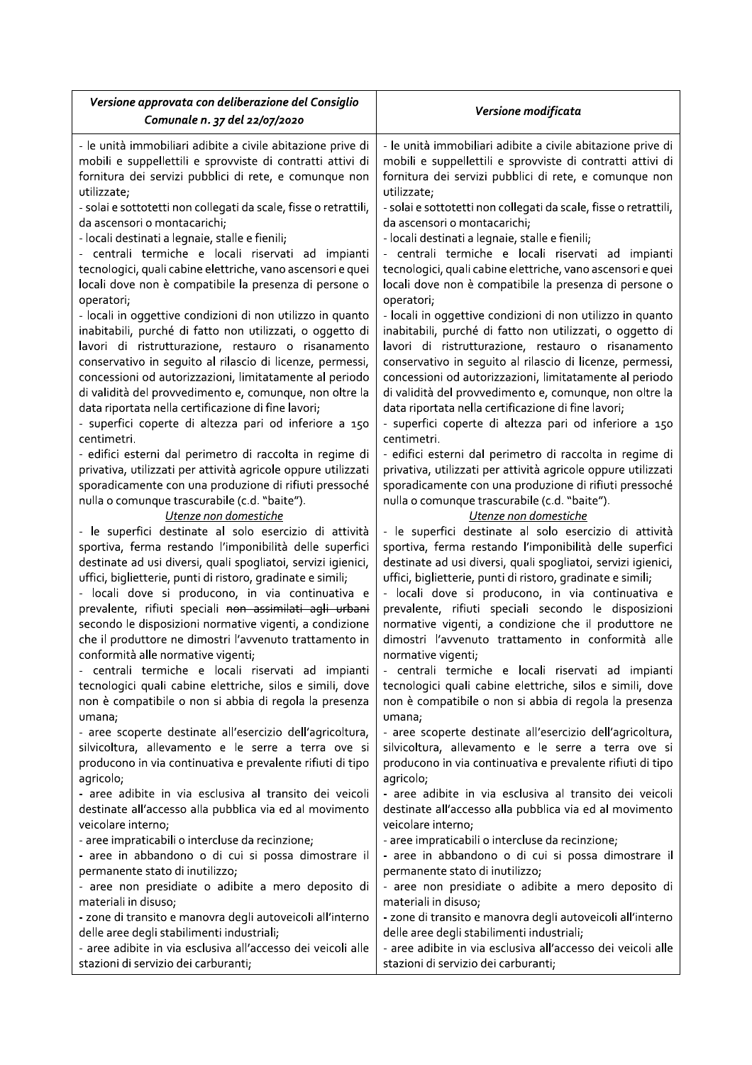| *Versione approvata con deliberazione del Consiglio Comunale n. 37 del 22/07/2020* | *Versione modificata* |
|---|---|
| - le unità immobiliari adibite a civile abitazione prive di mobili e suppellettili e sprovviste di contratti attivi di fornitura dei servizi pubblici di rete, e comunque non utilizzate;<br>- solai e sottotetti non collegati da scale, fisse o retrattili, da ascensori o montacarichi;<br>- locali destinati a legnaie, stalle e fienili;<br>- centrali termiche e locali riservati ad impianti tecnologici, quali cabine elettriche, vano ascensori e quei locali dove non è compatibile la presenza di persone o operatori;<br>- locali in oggettive condizioni di non utilizzo in quanto inabitabili, purché di fatto non utilizzati, o oggetto di lavori di ristrutturazione, restauro o risanamento conservativo in seguito al rilascio di licenze, permessi, concessioni od autorizzazioni, limitatamente al periodo di validità del provvedimento e, comunque, non oltre la data riportata nella certificazione di fine lavori;<br>- superfici coperte di altezza pari od inferiore a 150 centimetri.<br>- edifici esterni dal perimetro di raccolta in regime di privativa, utilizzati per attività agricole oppure utilizzati sporadicamente con una produzione di rifiuti pressoché nulla o comunque trascurabile (c.d. "baite").<br>*Utenze non domestiche*<br>- le superfici destinate al solo esercizio di attività sportiva, ferma restando l'imponibilità delle superfici destinate ad usi diversi, quali spogliatoi, servizi igienici, uffici, biglietterie, punti di ristoro, gradinate e simili;<br>- locali dove si producono, in via continuativa e prevalente, rifiuti speciali ~~non assimilati agli urbani~~ secondo le disposizioni normative vigenti, a condizione che il produttore ne dimostri l'avvenuto trattamento in conformità alle normative vigenti;<br>- centrali termiche e locali riservati ad impianti tecnologici quali cabine elettriche, silos e simili, dove non è compatibile o non si abbia di regola la presenza umana;<br>- aree scoperte destinate all'esercizio dell'agricoltura, silvicoltura, allevamento e le serre a terra ove si producono in via continuativa e prevalente rifiuti di tipo agricolo;<br>- aree adibite in via esclusiva al transito dei veicoli destinate all'accesso alla pubblica via ed al movimento veicolare interno;<br>- aree impraticabili o intercluse da recinzione;<br>- aree in abbandono o di cui si possa dimostrare il permanente stato di inutilizzo;<br>- aree non presidiate o adibite a mero deposito di materiali in disuso;<br>- zone di transito e manovra degli autoveicoli all'interno delle aree degli stabilimenti industriali;<br>- aree adibite in via esclusiva all'accesso dei veicoli alle stazioni di servizio dei carburanti; | - le unità immobiliari adibite a civile abitazione prive di mobili e suppellettili e sprovviste di contratti attivi di fornitura dei servizi pubblici di rete, e comunque non utilizzate;<br>- solai e sottotetti non collegati da scale, fisse o retrattili, da ascensori o montacarichi;<br>- locali destinati a legnaie, stalle e fienili;<br>- centrali termiche e locali riservati ad impianti tecnologici, quali cabine elettriche, vano ascensori e quei locali dove non è compatibile la presenza di persone o operatori;<br>- locali in oggettive condizioni di non utilizzo in quanto inabitabili, purché di fatto non utilizzati, o oggetto di lavori di ristrutturazione, restauro o risanamento conservativo in seguito al rilascio di licenze, permessi, concessioni od autorizzazioni, limitatamente al periodo di validità del provvedimento e, comunque, non oltre la data riportata nella certificazione di fine lavori;<br>- superfici coperte di altezza pari od inferiore a 150 centimetri.<br>- edifici esterni dal perimetro di raccolta in regime di privativa, utilizzati per attività agricole oppure utilizzati sporadicamente con una produzione di rifiuti pressoché nulla o comunque trascurabile (c.d. "baite").<br>*Utenze non domestiche*<br>- le superfici destinate al solo esercizio di attività sportiva, ferma restando l'imponibilità delle superfici destinate ad usi diversi, quali spogliatoi, servizi igienici, uffici, biglietterie, punti di ristoro, gradinate e simili;<br>- locali dove si producono, in via continuativa e prevalente, rifiuti speciali secondo le disposizioni normative vigenti, a condizione che il produttore ne dimostri l'avvenuto trattamento in conformità alle normative vigenti;<br>- centrali termiche e locali riservati ad impianti tecnologici quali cabine elettriche, silos e simili, dove non è compatibile o non si abbia di regola la presenza umana;<br>- aree scoperte destinate all'esercizio dell'agricoltura, silvicoltura, allevamento e le serre a terra ove si producono in via continuativa e prevalente rifiuti di tipo agricolo;<br>- aree adibite in via esclusiva al transito dei veicoli destinate all'accesso alla pubblica via ed al movimento veicolare interno;<br>- aree impraticabili o intercluse da recinzione;<br>- aree in abbandono o di cui si possa dimostrare il permanente stato di inutilizzo;<br>- aree non presidiate o adibite a mero deposito di materiali in disuso;<br>- zone di transito e manovra degli autoveicoli all'interno delle aree degli stabilimenti industriali;<br>- aree adibite in via esclusiva all'accesso dei veicoli alle stazioni di servizio dei carburanti; |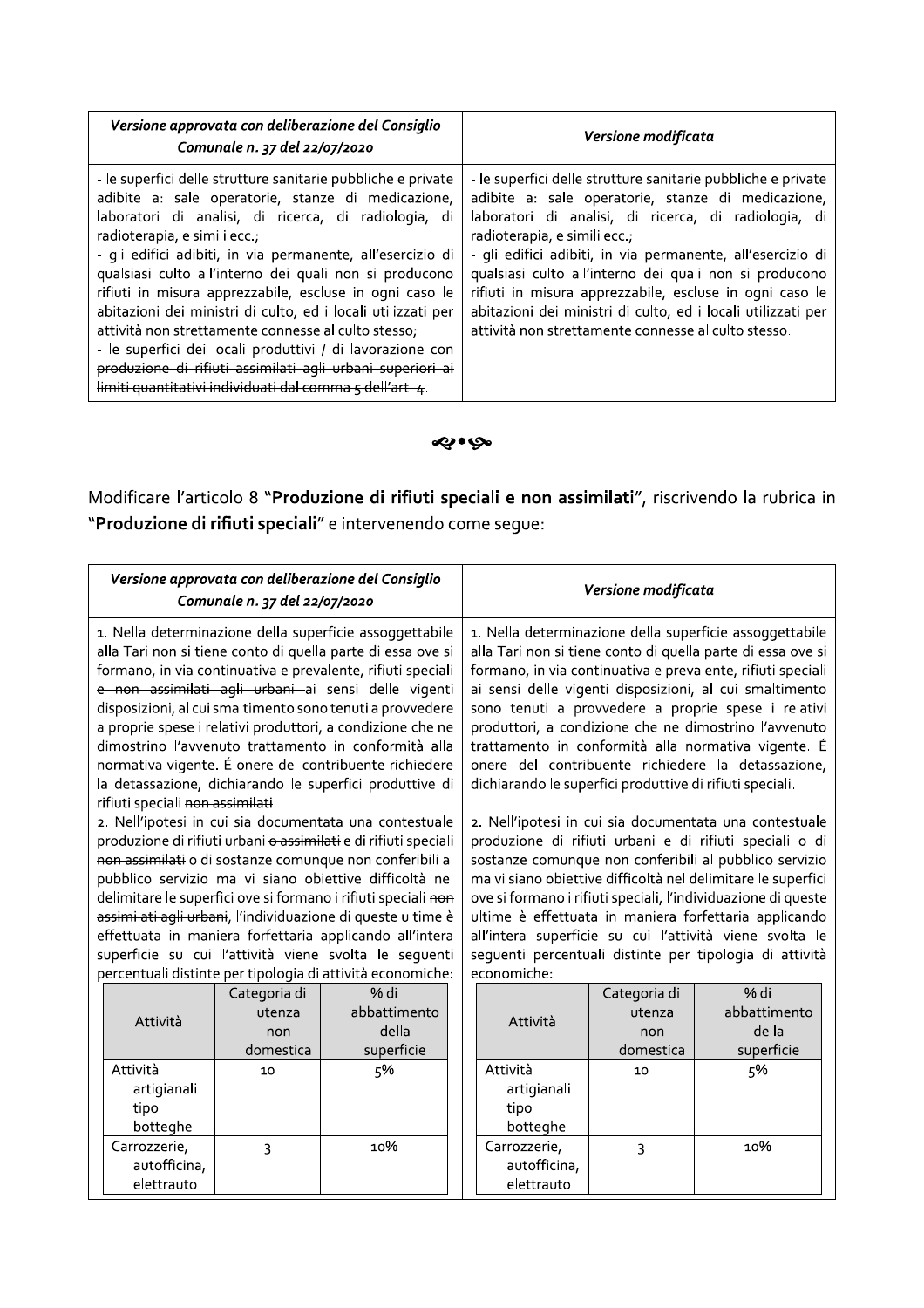| *Versione approvata con deliberazione del Consiglio Comunale n. 37 del 22/07/2020* | *Versione modificata* |
|---|---|
| - le superfici delle strutture sanitarie pubbliche e private adibite a: sale operatorie, stanze di medicazione, laboratori di analisi, di ricerca, di radiologia, di radioterapia, e simili ecc.; <br> - gli edifici adibiti, in via permanente, all'esercizio di qualsiasi culto all'interno dei quali non si producono rifiuti in misura apprezzabile, escluse in ogni caso le abitazioni dei ministri di culto, ed i locali utilizzati per attività non strettamente connesse al culto stesso; <br> ~~- le superfici dei locali produttivi / di lavorazione con produzione di rifiuti assimilati agli urbani superiori ai limiti quantitativi individuati dal comma 5 dell'art. 4~~. | - le superfici delle strutture sanitarie pubbliche e private adibite a: sale operatorie, stanze di medicazione, laboratori di analisi, di ricerca, di radiologia, di radioterapia, e simili ecc.; <br> - gli edifici adibiti, in via permanente, all'esercizio di qualsiasi culto all'interno dei quali non si producono rifiuti in misura apprezzabile, escluse in ogni caso le abitazioni dei ministri di culto, ed i locali utilizzati per attività non strettamente connesse al culto stesso. |

Modificare l'articolo 8 "**Produzione di rifiuti speciali e non assimilati**", riscrivendo la rubrica in "**Produzione di rifiuti speciali**" e intervenendo come segue:

**_Versione approvata con deliberazione del Consiglio Comunale n. 37 del 22/07/2020_**

1. Nella determinazione della superficie assoggettabile alla Tari non si tiene conto di quella parte di essa ove si formano, in via continuativa e prevalente, rifiuti speciali ~~e non assimilati agli urbani~~ ai sensi delle vigenti disposizioni, al cui smaltimento sono tenuti a provvedere a proprie spese i relativi produttori, a condizione che ne dimostrino l'avvenuto trattamento in conformità alla normativa vigente. É onere del contribuente richiedere la detassazione, dichiarando le superfici produttive di rifiuti speciali ~~non assimilati~~.

2. Nell'ipotesi in cui sia documentata una contestuale produzione di rifiuti urbani ~~o assimilati~~ e di rifiuti speciali ~~non assimilati~~ o di sostanze comunque non conferibili al pubblico servizio ma vi siano obiettive difficoltà nel delimitare le superfici ove si formano i rifiuti speciali ~~non assimilati agli urbani~~, l'individuazione di queste ultime è effettuata in maniera forfettaria applicando all'intera superficie su cui l'attività viene svolta le seguenti percentuali distinte per tipologia di attività economiche:

| Attività | Categoria di utenza non domestica | % di abbattimento della superficie |
|---|---|---|
| Attività artigianali tipo botteghe | 10 | 5% |
| Carrozzerie, autofficina, elettrauto | 3 | 10% |

**_Versione modificata_**

1. Nella determinazione della superficie assoggettabile alla Tari non si tiene conto di quella parte di essa ove si formano, in via continuativa e prevalente, rifiuti speciali ai sensi delle vigenti disposizioni, al cui smaltimento sono tenuti a provvedere a proprie spese i relativi produttori, a condizione che ne dimostrino l'avvenuto trattamento in conformità alla normativa vigente. É onere del contribuente richiedere la detassazione, dichiarando le superfici produttive di rifiuti speciali.

2. Nell'ipotesi in cui sia documentata una contestuale produzione di rifiuti urbani e di rifiuti speciali o di sostanze comunque non conferibili al pubblico servizio ma vi siano obiettive difficoltà nel delimitare le superfici ove si formano i rifiuti speciali, l'individuazione di queste ultime è effettuata in maniera forfettaria applicando all'intera superficie su cui l'attività viene svolta le seguenti percentuali distinte per tipologia di attività economiche:

| Attività | Categoria di utenza non domestica | % di abbattimento della superficie |
|---|---|---|
| Attività artigianali tipo botteghe | 10 | 5% |
| Carrozzerie, autofficina, elettrauto | 3 | 10% |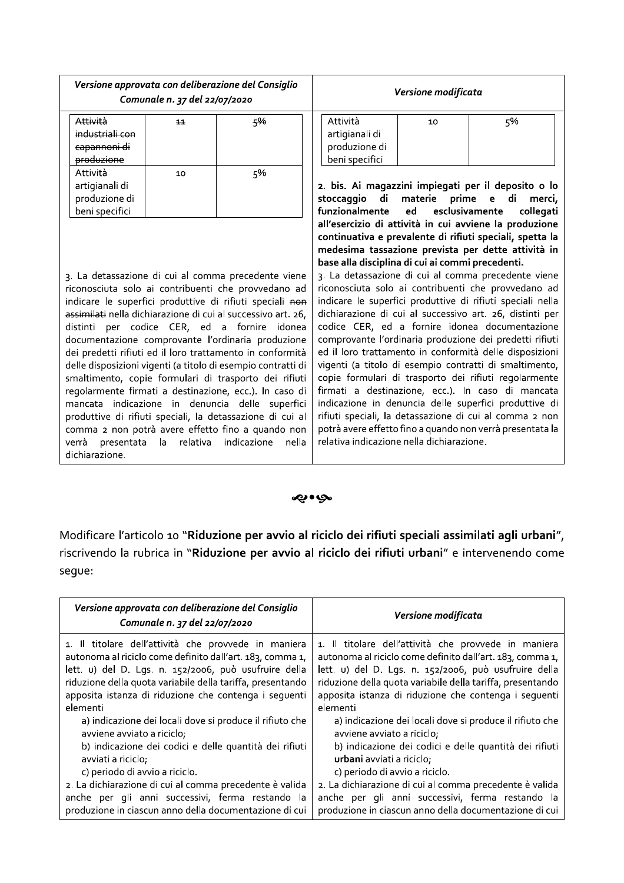| *Versione approvata con deliberazione del Consiglio Comunale n. 37 del 22/07/2020* | *Versione modificata* |
|---|---|
| <table><tr><td>~~Attività industriali con capannoni di produzione~~</td><td>~~11~~</td><td>~~5%~~</td></tr><tr><td>Attività artigianali di produzione di beni specifici</td><td>10</td><td>5%</td></tr></table> | <table><tr><td>Attività artigianali di produzione di beni specifici</td><td>10</td><td>5%</td></tr></table> **2. bis. Ai magazzini impiegati per il deposito o lo stoccaggio di materie prime e di merci, funzionalmente ed esclusivamente collegati all'esercizio di attività in cui avviene la produzione continuativa e prevalente di rifiuti speciali, spetta la medesima tassazione prevista per dette attività in base alla disciplina di cui ai commi precedenti.** |
| 3. La detassazione di cui al comma precedente viene riconosciuta solo ai contribuenti che provvedano ad indicare le superfici produttive di rifiuti speciali ~~non assimilati~~ nella dichiarazione di cui al successivo art. 26, distinti per codice CER, ed a fornire idonea documentazione comprovante l'ordinaria produzione dei predetti rifiuti ed il loro trattamento in conformità delle disposizioni vigenti (a titolo di esempio contratti di smaltimento, copie formulari di trasporto dei rifiuti regolarmente firmati a destinazione, ecc.). In caso di mancata indicazione in denuncia delle superfici produttive di rifiuti speciali, la detassazione di cui al comma 2 non potrà avere effetto fino a quando non verrà presentata la relativa indicazione nella dichiarazione. | 3. La detassazione di cui al comma precedente viene riconosciuta solo ai contribuenti che provvedano ad indicare le superfici produttive di rifiuti speciali nella dichiarazione di cui al successivo art. 26, distinti per codice CER, ed a fornire idonea documentazione comprovante l'ordinaria produzione dei predetti rifiuti ed il loro trattamento in conformità delle disposizioni vigenti (a titolo di esempio contratti di smaltimento, copie formulari di trasporto dei rifiuti regolarmente firmati a destinazione, ecc.). In caso di mancata indicazione in denuncia delle superfici produttive di rifiuti speciali, la detassazione di cui al comma 2 non potrà avere effetto fino a quando non verrà presentata la relativa indicazione nella dichiarazione. |

Modificare l'articolo 10 "**Riduzione per avvio al riciclo dei rifiuti speciali assimilati agli urbani**", riscrivendo la rubrica in "**Riduzione per avvio al riciclo dei rifiuti urbani**" e intervenendo come segue:

| *Versione approvata con deliberazione del Consiglio Comunale n. 37 del 22/07/2020* | *Versione modificata* |
|---|---|
| 1. Il titolare dell'attività che provvede in maniera autonoma al riciclo come definito dall'art. 183, comma 1, lett. u) del D. Lgs. n. 152/2006, può usufruire della riduzione della quota variabile della tariffa, presentando apposita istanza di riduzione che contenga i seguenti elementi<br>a) indicazione dei locali dove si produce il rifiuto che avviene avviato a riciclo;<br>b) indicazione dei codici e delle quantità dei rifiuti avviati a riciclo;<br>c) periodo di avvio a riciclo. | 1. Il titolare dell'attività che provvede in maniera autonoma al riciclo come definito dall'art. 183, comma 1, lett. u) del D. Lgs. n. 152/2006, può usufruire della riduzione della quota variabile della tariffa, presentando apposita istanza di riduzione che contenga i seguenti elementi<br>a) indicazione dei locali dove si produce il rifiuto che avviene avviato a riciclo;<br>b) indicazione dei codici e delle quantità dei rifiuti **urbani** avviati a riciclo;<br>c) periodo di avvio a riciclo. |
| 2. La dichiarazione di cui al comma precedente è valida anche per gli anni successivi, ferma restando la produzione in ciascun anno della documentazione di cui | 2. La dichiarazione di cui al comma precedente è valida anche per gli anni successivi, ferma restando la produzione in ciascun anno della documentazione di cui |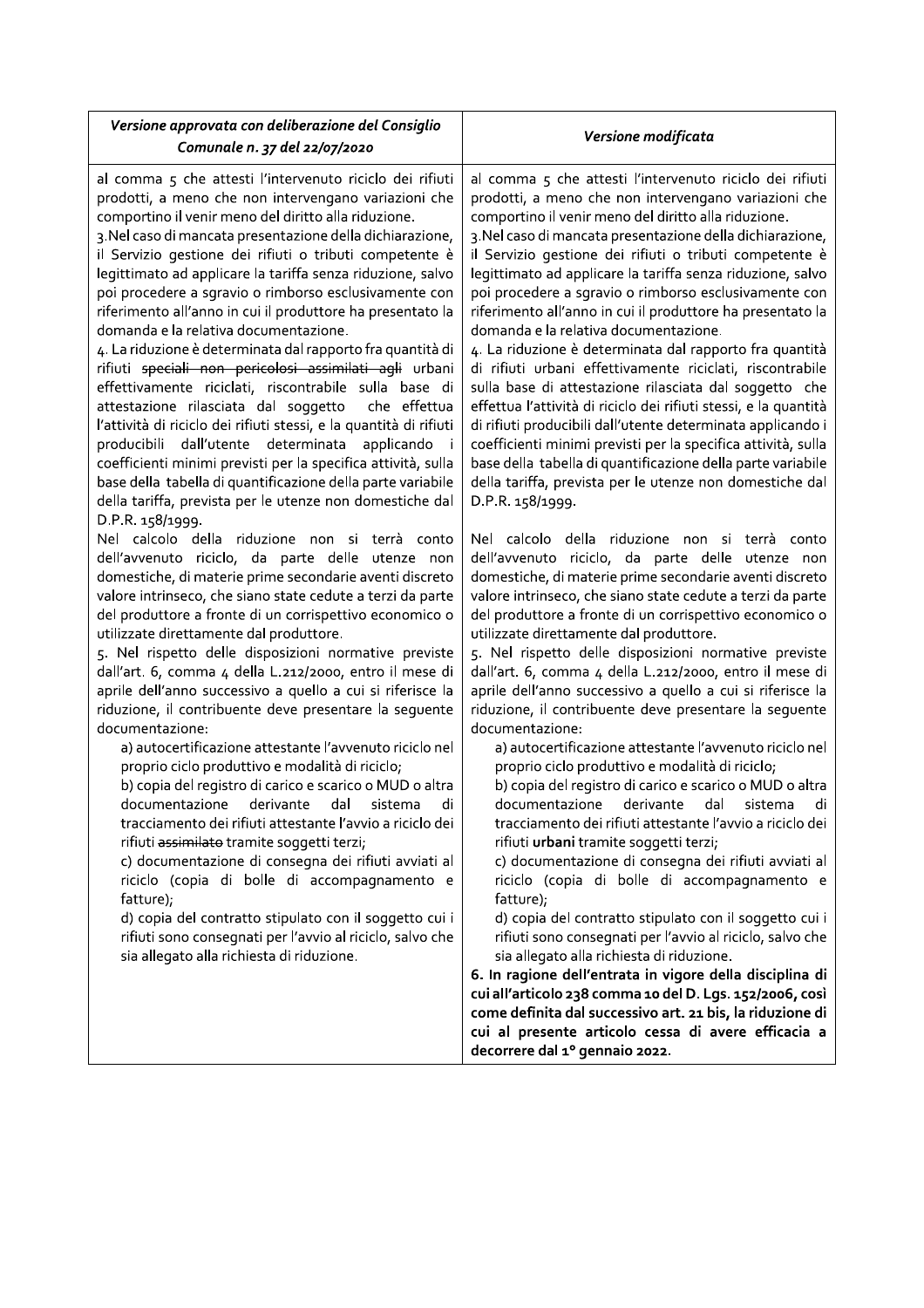| *Versione approvata con deliberazione del Consiglio Comunale n. 37 del 22/07/2020* | *Versione modificata* |
|---|---|
| al comma 5 che attesti l'intervenuto riciclo dei rifiuti prodotti, a meno che non intervengano variazioni che comportino il venir meno del diritto alla riduzione.<br>3.Nel caso di mancata presentazione della dichiarazione, il Servizio gestione dei rifiuti o tributi competente è legittimato ad applicare la tariffa senza riduzione, salvo poi procedere a sgravio o rimborso esclusivamente con riferimento all'anno in cui il produttore ha presentato la domanda e la relativa documentazione.<br>4. La riduzione è determinata dal rapporto fra quantità di rifiuti ~~speciali non pericolosi assimilati agli~~ urbani effettivamente riciclati, riscontrabile sulla base di attestazione rilasciata dal soggetto che effettua l'attività di riciclo dei rifiuti stessi, e la quantità di rifiuti producibili dall'utente determinata applicando i coefficienti minimi previsti per la specifica attività, sulla base della tabella di quantificazione della parte variabile della tariffa, prevista per le utenze non domestiche dal D.P.R. 158/1999.<br>Nel calcolo della riduzione non si terrà conto dell'avvenuto riciclo, da parte delle utenze non domestiche, di materie prime secondarie aventi discreto valore intrinseco, che siano state cedute a terzi da parte del produttore a fronte di un corrispettivo economico o utilizzate direttamente dal produttore.<br>5. Nel rispetto delle disposizioni normative previste dall'art. 6, comma 4 della L.212/2000, entro il mese di aprile dell'anno successivo a quello a cui si riferisce la riduzione, il contribuente deve presentare la seguente documentazione:<br>a) autocertificazione attestante l'avvenuto riciclo nel proprio ciclo produttivo e modalità di riciclo;<br>b) copia del registro di carico e scarico o MUD o altra documentazione derivante dal sistema di tracciamento dei rifiuti attestante l'avvio a riciclo dei rifiuti ~~assimilato~~ tramite soggetti terzi;<br>c) documentazione di consegna dei rifiuti avviati al riciclo (copia di bolle di accompagnamento e fatture);<br>d) copia del contratto stipulato con il soggetto cui i rifiuti sono consegnati per l'avvio al riciclo, salvo che sia allegato alla richiesta di riduzione. | al comma 5 che attesti l'intervenuto riciclo dei rifiuti prodotti, a meno che non intervengano variazioni che comportino il venir meno del diritto alla riduzione.<br>3.Nel caso di mancata presentazione della dichiarazione, il Servizio gestione dei rifiuti o tributi competente è legittimato ad applicare la tariffa senza riduzione, salvo poi procedere a sgravio o rimborso esclusivamente con riferimento all'anno in cui il produttore ha presentato la domanda e la relativa documentazione.<br>4. La riduzione è determinata dal rapporto fra quantità di rifiuti urbani effettivamente riciclati, riscontrabile sulla base di attestazione rilasciata dal soggetto che effettua l'attività di riciclo dei rifiuti stessi, e la quantità di rifiuti producibili dall'utente determinata applicando i coefficienti minimi previsti per la specifica attività, sulla base della tabella di quantificazione della parte variabile della tariffa, prevista per le utenze non domestiche dal D.P.R. 158/1999.<br>Nel calcolo della riduzione non si terrà conto dell'avvenuto riciclo, da parte delle utenze non domestiche, di materie prime secondarie aventi discreto valore intrinseco, che siano state cedute a terzi da parte del produttore a fronte di un corrispettivo economico o utilizzate direttamente dal produttore.<br>5. Nel rispetto delle disposizioni normative previste dall'art. 6, comma 4 della L.212/2000, entro il mese di aprile dell'anno successivo a quello a cui si riferisce la riduzione, il contribuente deve presentare la seguente documentazione:<br>a) autocertificazione attestante l'avvenuto riciclo nel proprio ciclo produttivo e modalità di riciclo;<br>b) copia del registro di carico e scarico o MUD o altra documentazione derivante dal sistema di tracciamento dei rifiuti attestante l'avvio a riciclo dei rifiuti **urbani** tramite soggetti terzi;<br>c) documentazione di consegna dei rifiuti avviati al riciclo (copia di bolle di accompagnamento e fatture);<br>d) copia del contratto stipulato con il soggetto cui i rifiuti sono consegnati per l'avvio al riciclo, salvo che sia allegato alla richiesta di riduzione.<br>**6. In ragione dell'entrata in vigore della disciplina di cui all'articolo 238 comma 10 del D. Lgs. 152/2006, così come definita dal successivo art. 21 bis, la riduzione di cui al presente articolo cessa di avere efficacia a decorrere dal 1° gennaio 2022.** |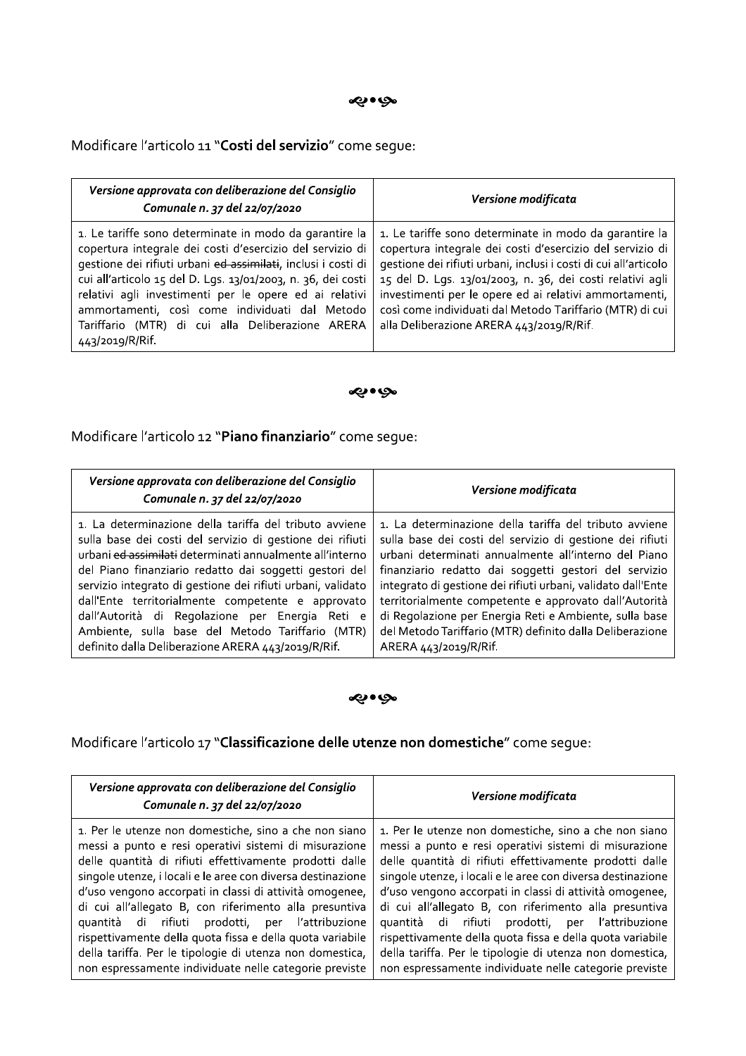≈•≈

Modificare l'articolo 11 "**Costi del servizio**" come segue:

| *Versione approvata con deliberazione del Consiglio Comunale n. 37 del 22/07/2020* | *Versione modificata* |
| --- | --- |
| 1. Le tariffe sono determinate in modo da garantire la copertura integrale dei costi d'esercizio del servizio di gestione dei rifiuti urbani ~~ed assimilati~~, inclusi i costi di cui all'articolo 15 del D. Lgs. 13/01/2003, n. 36, dei costi relativi agli investimenti per le opere ed ai relativi ammortamenti, così come individuati dal Metodo Tariffario (MTR) di cui alla Deliberazione ARERA 443/2019/R/Rif. | 1. Le tariffe sono determinate in modo da garantire la copertura integrale dei costi d'esercizio del servizio di gestione dei rifiuti urbani, inclusi i costi di cui all'articolo 15 del D. Lgs. 13/01/2003, n. 36, dei costi relativi agli investimenti per le opere ed ai relativi ammortamenti, così come individuati dal Metodo Tariffario (MTR) di cui alla Deliberazione ARERA 443/2019/R/Rif. |

≈•≈

Modificare l'articolo 12 "**Piano finanziario**" come segue:

| *Versione approvata con deliberazione del Consiglio Comunale n. 37 del 22/07/2020* | *Versione modificata* |
| --- | --- |
| 1. La determinazione della tariffa del tributo avviene sulla base dei costi del servizio di gestione dei rifiuti urbani ~~ed assimilati~~ determinati annualmente all'interno del Piano finanziario redatto dai soggetti gestori del servizio integrato di gestione dei rifiuti urbani, validato dall'Ente territorialmente competente e approvato dall'Autorità di Regolazione per Energia Reti e Ambiente, sulla base del Metodo Tariffario (MTR) definito dalla Deliberazione ARERA 443/2019/R/Rif. | 1. La determinazione della tariffa del tributo avviene sulla base dei costi del servizio di gestione dei rifiuti urbani determinati annualmente all'interno del Piano finanziario redatto dai soggetti gestori del servizio integrato di gestione dei rifiuti urbani, validato dall'Ente territorialmente competente e approvato dall'Autorità di Regolazione per Energia Reti e Ambiente, sulla base del Metodo Tariffario (MTR) definito dalla Deliberazione ARERA 443/2019/R/Rif. |

≈•≈

Modificare l'articolo 17 "**Classificazione delle utenze non domestiche**" come segue:

| *Versione approvata con deliberazione del Consiglio Comunale n. 37 del 22/07/2020* | *Versione modificata* |
| --- | --- |
| 1. Per le utenze non domestiche, sino a che non siano messi a punto e resi operativi sistemi di misurazione delle quantità di rifiuti effettivamente prodotti dalle singole utenze, i locali e le aree con diversa destinazione d'uso vengono accorpati in classi di attività omogenee, di cui all'allegato B, con riferimento alla presuntiva quantità di rifiuti prodotti, per l'attribuzione rispettivamente della quota fissa e della quota variabile della tariffa. Per le tipologie di utenza non domestica, non espressamente individuate nelle categorie previste | 1. Per le utenze non domestiche, sino a che non siano messi a punto e resi operativi sistemi di misurazione delle quantità di rifiuti effettivamente prodotti dalle singole utenze, i locali e le aree con diversa destinazione d'uso vengono accorpati in classi di attività omogenee, di cui all'allegato B, con riferimento alla presuntiva quantità di rifiuti prodotti, per l'attribuzione rispettivamente della quota fissa e della quota variabile della tariffa. Per le tipologie di utenza non domestica, non espressamente individuate nelle categorie previste |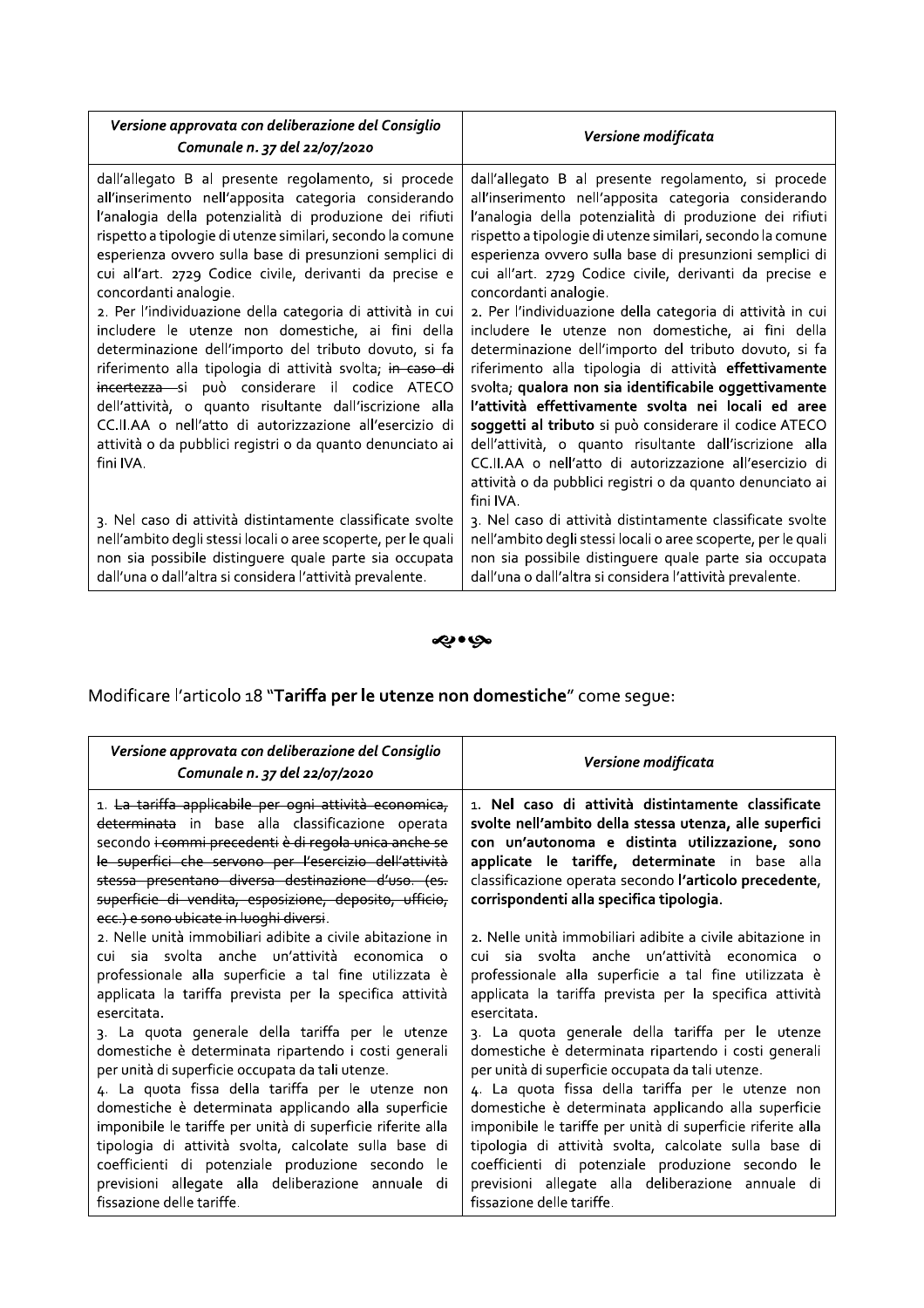| *Versione approvata con deliberazione del Consiglio Comunale n. 37 del 22/07/2020* | *Versione modificata* |
|---|---|
| dall'allegato B al presente regolamento, si procede all'inserimento nell'apposita categoria considerando l'analogia della potenzialità di produzione dei rifiuti rispetto a tipologie di utenze similari, secondo la comune esperienza ovvero sulla base di presunzioni semplici di cui all'art. 2729 Codice civile, derivanti da precise e concordanti analogie.<br>2. Per l'individuazione della categoria di attività in cui includere le utenze non domestiche, ai fini della determinazione dell'importo del tributo dovuto, si fa riferimento alla tipologia di attività svolta; ~~in caso di incertezza~~ si può considerare il codice ATECO dell'attività, o quanto risultante dall'iscrizione alla CC.II.AA o nell'atto di autorizzazione all'esercizio di attività o da pubblici registri o da quanto denunciato ai fini IVA.<br><br>3. Nel caso di attività distintamente classificate svolte nell'ambito degli stessi locali o aree scoperte, per le quali non sia possibile distinguere quale parte sia occupata dall'una o dall'altra si considera l'attività prevalente. | dall'allegato B al presente regolamento, si procede all'inserimento nell'apposita categoria considerando l'analogia della potenzialità di produzione dei rifiuti rispetto a tipologie di utenze similari, secondo la comune esperienza ovvero sulla base di presunzioni semplici di cui all'art. 2729 Codice civile, derivanti da precise e concordanti analogie.<br>2. Per l'individuazione della categoria di attività in cui includere le utenze non domestiche, ai fini della determinazione dell'importo del tributo dovuto, si fa riferimento alla tipologia di attività **effettivamente** svolta; **qualora non sia identificabile oggettivamente l'attività effettivamente svolta nei locali ed aree soggetti al tributo** si può considerare il codice ATECO dell'attività, o quanto risultante dall'iscrizione alla CC.II.AA o nell'atto di autorizzazione all'esercizio di attività o da pubblici registri o da quanto denunciato ai fini IVA.<br>3. Nel caso di attività distintamente classificate svolte nell'ambito degli stessi locali o aree scoperte, per le quali non sia possibile distinguere quale parte sia occupata dall'una o dall'altra si considera l'attività prevalente. |

Modificare l'articolo 18 "**Tariffa per le utenze non domestiche**" come segue:

| *Versione approvata con deliberazione del Consiglio Comunale n. 37 del 22/07/2020* | *Versione modificata* |
|---|---|
| 1. ~~La tariffa applicabile per ogni attività economica, determinata~~ in base alla classificazione operata secondo ~~i commi precedenti è di regola unica anche se le superfici che servono per l'esercizio dell'attività stessa presentano diversa destinazione d'uso. (es. superficie di vendita, esposizione, deposito, ufficio, ecc.) e sono ubicate in luoghi diversi~~.<br>2. Nelle unità immobiliari adibite a civile abitazione in cui sia svolta anche un'attività economica o professionale alla superficie a tal fine utilizzata è applicata la tariffa prevista per la specifica attività esercitata.<br>3. La quota generale della tariffa per le utenze domestiche è determinata ripartendo i costi generali per unità di superficie occupata da tali utenze.<br>4. La quota fissa della tariffa per le utenze non domestiche è determinata applicando alla superficie imponibile le tariffe per unità di superficie riferite alla tipologia di attività svolta, calcolate sulla base di coefficienti di potenziale produzione secondo le previsioni allegate alla deliberazione annuale di fissazione delle tariffe. | 1. **Nel caso di attività distintamente classificate svolte nell'ambito della stessa utenza, alle superfici con un'autonoma e distinta utilizzazione, sono applicate le tariffe, determinate** in base alla classificazione operata secondo **l'articolo precedente**, **corrispondenti alla specifica tipologia.**<br><br>2. Nelle unità immobiliari adibite a civile abitazione in cui sia svolta anche un'attività economica o professionale alla superficie a tal fine utilizzata è applicata la tariffa prevista per la specifica attività esercitata.<br>3. La quota generale della tariffa per le utenze domestiche è determinata ripartendo i costi generali per unità di superficie occupata da tali utenze.<br>4. La quota fissa della tariffa per le utenze non domestiche è determinata applicando alla superficie imponibile le tariffe per unità di superficie riferite alla tipologia di attività svolta, calcolate sulla base di coefficienti di potenziale produzione secondo le previsioni allegate alla deliberazione annuale di fissazione delle tariffe. |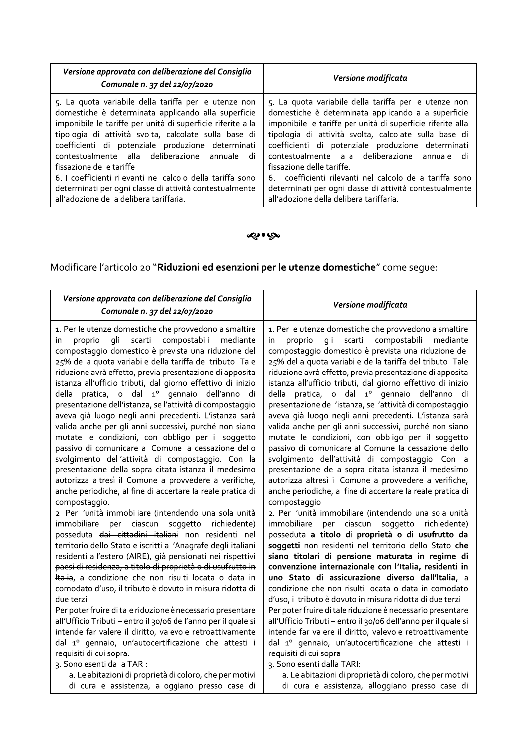| *Versione approvata con deliberazione del Consiglio Comunale n. 37 del 22/07/2020* | *Versione modificata* |
|---|---|
| 5. La quota variabile della tariffa per le utenze non domestiche è determinata applicando alla superficie imponibile le tariffe per unità di superficie riferite alla tipologia di attività svolta, calcolate sulla base di coefficienti di potenziale produzione determinati contestualmente alla deliberazione annuale di fissazione delle tariffe.<br>6. I coefficienti rilevanti nel calcolo della tariffa sono determinati per ogni classe di attività contestualmente all'adozione della delibera tariffaria. | 5. La quota variabile della tariffa per le utenze non domestiche è determinata applicando alla superficie imponibile le tariffe per unità di superficie riferite alla tipologia di attività svolta, calcolate sulla base di coefficienti di potenziale produzione determinati contestualmente alla deliberazione annuale di fissazione delle tariffe.<br>6. I coefficienti rilevanti nel calcolo della tariffa sono determinati per ogni classe di attività contestualmente all'adozione della delibera tariffaria. |

Modificare l'articolo 20 "**Riduzioni ed esenzioni per le utenze domestiche**" come segue:

| *Versione approvata con deliberazione del Consiglio Comunale n. 37 del 22/07/2020* | *Versione modificata* |
|---|---|
| 1. Per le utenze domestiche che provvedono a smaltire in proprio gli scarti compostabili mediante compostaggio domestico è prevista una riduzione del 25% della quota variabile della tariffa del tributo. Tale riduzione avrà effetto, previa presentazione di apposita istanza all'ufficio tributi, dal giorno effettivo di inizio della pratica, o dal 1° gennaio dell'anno di presentazione dell'istanza, se l'attività di compostaggio aveva già luogo negli anni precedenti. L'istanza sarà valida anche per gli anni successivi, purché non siano mutate le condizioni, con obbligo per il soggetto passivo di comunicare al Comune la cessazione dello svolgimento dell'attività di compostaggio. Con la presentazione della sopra citata istanza il medesimo autorizza altresì il Comune a provvedere a verifiche, anche periodiche, al fine di accertare la reale pratica di compostaggio.<br>2. Per l'unità immobiliare (intendendo una sola unità immobiliare per ciascun soggetto richiedente) posseduta ~~dai cittadini italiani~~ non residenti nel territorio dello Stato ~~e iscritti all'Anagrafe degli italiani residenti all'estero (AIRE), già pensionati nei rispettivi paesi di residenza, a titolo di proprietà o di usufrutto in Italia~~, a condizione che non risulti locata o data in comodato d'uso, il tributo è dovuto in misura ridotta di due terzi.<br>Per poter fruire di tale riduzione è necessario presentare all'Ufficio Tributi – entro il 30/06 dell'anno per il quale si intende far valere il diritto, valevole retroattivamente dal 1° gennaio, un'autocertificazione che attesti i requisiti di cui sopra.<br>3. Sono esenti dalla TARI:<br>a. Le abitazioni di proprietà di coloro, che per motivi di cura e assistenza, alloggiano presso case di | 1. Per le utenze domestiche che provvedono a smaltire in proprio gli scarti compostabili mediante compostaggio domestico è prevista una riduzione del 25% della quota variabile della tariffa del tributo. Tale riduzione avrà effetto, previa presentazione di apposita istanza all'ufficio tributi, dal giorno effettivo di inizio della pratica, o dal 1° gennaio dell'anno di presentazione dell'istanza, se l'attività di compostaggio aveva già luogo negli anni precedenti. L'istanza sarà valida anche per gli anni successivi, purché non siano mutate le condizioni, con obbligo per il soggetto passivo di comunicare al Comune la cessazione dello svolgimento dell'attività di compostaggio. Con la presentazione della sopra citata istanza il medesimo autorizza altresì il Comune a provvedere a verifiche, anche periodiche, al fine di accertare la reale pratica di compostaggio.<br>2. Per l'unità immobiliare (intendendo una sola unità immobiliare per ciascun soggetto richiedente) posseduta **a titolo di proprietà o di usufrutto da soggetti** non residenti nel territorio dello Stato **che siano titolari di pensione maturata in regime di convenzione internazionale con l'Italia, residenti in uno Stato di assicurazione diverso dall'Italia**, a condizione che non risulti locata o data in comodato d'uso, il tributo è dovuto in misura ridotta di due terzi.<br>Per poter fruire di tale riduzione è necessario presentare all'Ufficio Tributi – entro il 30/06 dell'anno per il quale si intende far valere il diritto, valevole retroattivamente dal 1° gennaio, un'autocertificazione che attesti i requisiti di cui sopra.<br>3. Sono esenti dalla TARI:<br>a. Le abitazioni di proprietà di coloro, che per motivi di cura e assistenza, alloggiano presso case di |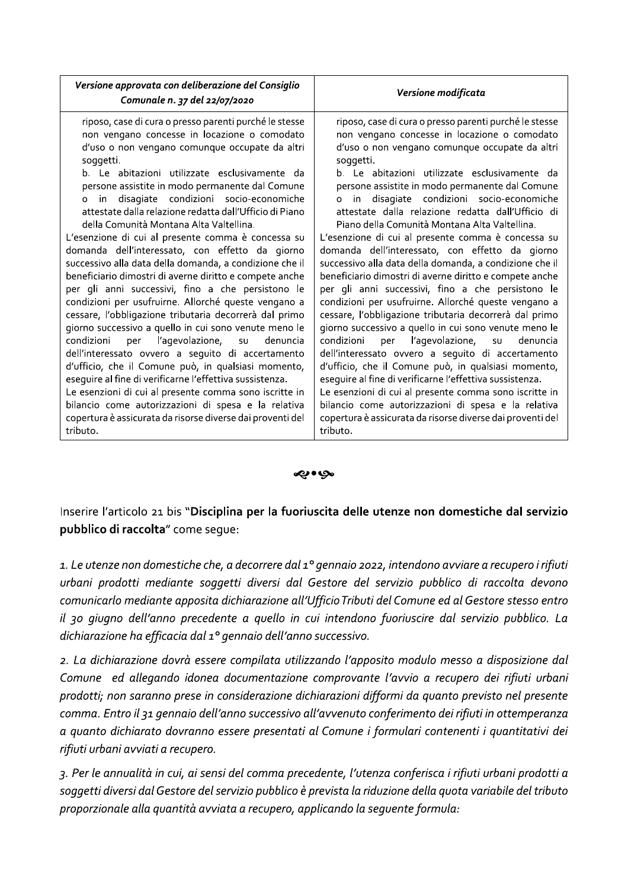| *Versione approvata con deliberazione del Consiglio Comunale n. 37 del 22/07/2020* | *Versione modificata* |
| --- | --- |
| riposo, case di cura o presso parenti purché le stesse non vengano concesse in locazione o comodato d'uso o non vengano comunque occupate da altri soggetti.<br>b. Le abitazioni utilizzate esclusivamente da persone assistite in modo permanente dal Comune o in disagiate condizioni socio-economiche attestate dalla relazione redatta dall'Ufficio di Piano della Comunità Montana Alta Valtellina.<br>L'esenzione di cui al presente comma è concessa su domanda dell'interessato, con effetto da giorno successivo alla data della domanda, a condizione che il beneficiario dimostri di averne diritto e compete anche per gli anni successivi, fino a che persistono le condizioni per usufruirne. Allorché queste vengano a cessare, l'obbligazione tributaria decorrerà dal primo giorno successivo a quello in cui sono venute meno le condizioni per l'agevolazione, su denuncia dell'interessato ovvero a seguito di accertamento d'ufficio, che il Comune può, in qualsiasi momento, eseguire al fine di verificarne l'effettiva sussistenza.<br>Le esenzioni di cui al presente comma sono iscritte in bilancio come autorizzazioni di spesa e la relativa copertura è assicurata da risorse diverse dai proventi del tributo. | riposo, case di cura o presso parenti purché le stesse non vengano concesse in locazione o comodato d'uso o non vengano comunque occupate da altri soggetti.<br>b. Le abitazioni utilizzate esclusivamente da persone assistite in modo permanente dal Comune o in disagiate condizioni socio-economiche attestate dalla relazione redatta dall'Ufficio di Piano della Comunità Montana Alta Valtellina.<br>L'esenzione di cui al presente comma è concessa su domanda dell'interessato, con effetto da giorno successivo alla data della domanda, a condizione che il beneficiario dimostri di averne diritto e compete anche per gli anni successivi, fino a che persistono le condizioni per usufruirne. Allorché queste vengano a cessare, l'obbligazione tributaria decorrerà dal primo giorno successivo a quello in cui sono venute meno le condizioni per l'agevolazione, su denuncia dell'interessato ovvero a seguito di accertamento d'ufficio, che il Comune può, in qualsiasi momento, eseguire al fine di verificarne l'effettiva sussistenza.<br>Le esenzioni di cui al presente comma sono iscritte in bilancio come autorizzazioni di spesa e la relativa copertura è assicurata da risorse diverse dai proventi del tributo. |

Inserire l'articolo 21 bis "**Disciplina per la fuoriuscita delle utenze non domestiche dal servizio pubblico di raccolta**" come segue:

*1. Le utenze non domestiche che, a decorrere dal 1° gennaio 2022, intendono avviare a recupero i rifiuti urbani prodotti mediante soggetti diversi dal Gestore del servizio pubblico di raccolta devono comunicarlo mediante apposita dichiarazione all'Ufficio Tributi del Comune ed al Gestore stesso entro il 30 giugno dell'anno precedente a quello in cui intendono fuoriuscire dal servizio pubblico. La dichiarazione ha efficacia dal 1° gennaio dell'anno successivo.*

*2. La dichiarazione dovrà essere compilata utilizzando l'apposito modulo messo a disposizione dal Comune ed allegando idonea documentazione comprovante l'avvio a recupero dei rifiuti urbani prodotti; non saranno prese in considerazione dichiarazioni difformi da quanto previsto nel presente comma. Entro il 31 gennaio dell'anno successivo all'avvenuto conferimento dei rifiuti in ottemperanza a quanto dichiarato dovranno essere presentati al Comune i formulari contenenti i quantitativi dei rifiuti urbani avviati a recupero.*

*3. Per le annualità in cui, ai sensi del comma precedente, l'utenza conferisca i rifiuti urbani prodotti a soggetti diversi dal Gestore del servizio pubblico è prevista la riduzione della quota variabile del tributo proporzionale alla quantità avviata a recupero, applicando la seguente formula:*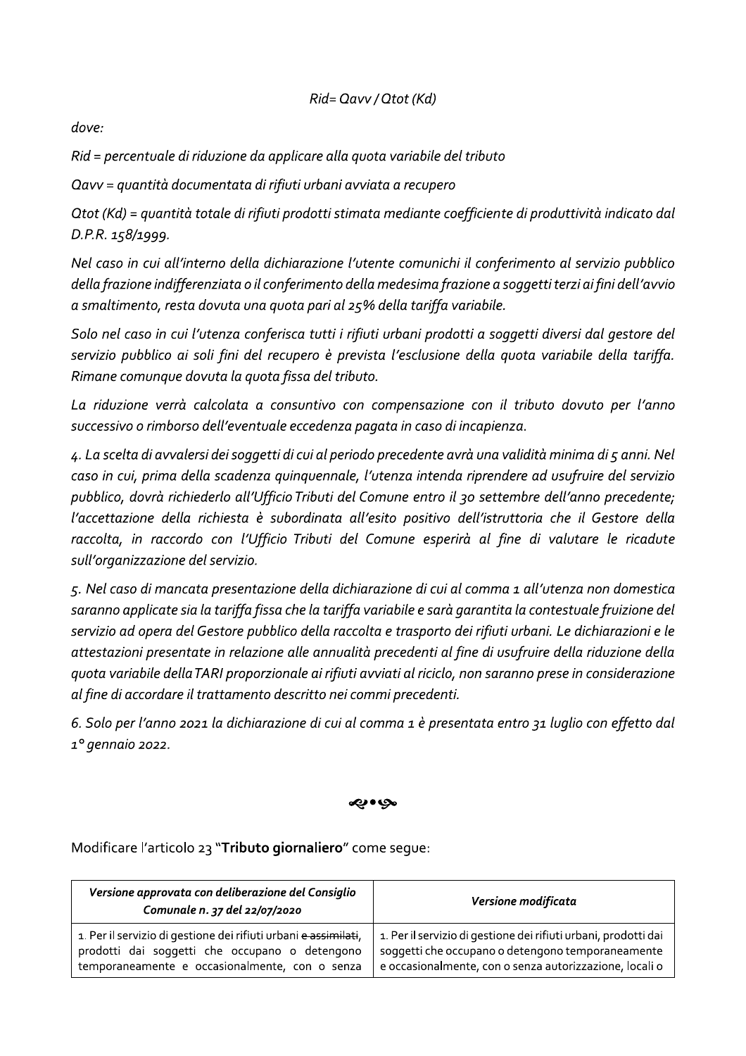*Rid= Qavv / Qtot (Kd)*

*dove:*

*Rid = percentuale di riduzione da applicare alla quota variabile del tributo*

*Qavv = quantità documentata di rifiuti urbani avviata a recupero*

*Qtot (Kd) = quantità totale di rifiuti prodotti stimata mediante coefficiente di produttività indicato dal D.P.R. 158/1999.*

*Nel caso in cui all'interno della dichiarazione l'utente comunichi il conferimento al servizio pubblico della frazione indifferenziata o il conferimento della medesima frazione a soggetti terzi ai fini dell'avvio a smaltimento, resta dovuta una quota pari al 25% della tariffa variabile.*

*Solo nel caso in cui l'utenza conferisca tutti i rifiuti urbani prodotti a soggetti diversi dal gestore del servizio pubblico ai soli fini del recupero è prevista l'esclusione della quota variabile della tariffa. Rimane comunque dovuta la quota fissa del tributo.*

*La riduzione verrà calcolata a consuntivo con compensazione con il tributo dovuto per l'anno successivo o rimborso dell'eventuale eccedenza pagata in caso di incapienza.*

*4. La scelta di avvalersi dei soggetti di cui al periodo precedente avrà una validità minima di 5 anni. Nel caso in cui, prima della scadenza quinquennale, l'utenza intenda riprendere ad usufruire del servizio pubblico, dovrà richiederlo all'Ufficio Tributi del Comune entro il 30 settembre dell'anno precedente; l'accettazione della richiesta è subordinata all'esito positivo dell'istruttoria che il Gestore della raccolta, in raccordo con l'Ufficio Tributi del Comune esperirà al fine di valutare le ricadute sull'organizzazione del servizio.*

*5. Nel caso di mancata presentazione della dichiarazione di cui al comma 1 all'utenza non domestica saranno applicate sia la tariffa fissa che la tariffa variabile e sarà garantita la contestuale fruizione del servizio ad opera del Gestore pubblico della raccolta e trasporto dei rifiuti urbani. Le dichiarazioni e le attestazioni presentate in relazione alle annualità precedenti al fine di usufruire della riduzione della quota variabile della TARI proporzionale ai rifiuti avviati al riciclo, non saranno prese in considerazione al fine di accordare il trattamento descritto nei commi precedenti.*

*6. Solo per l'anno 2021 la dichiarazione di cui al comma 1 è presentata entro 31 luglio con effetto dal 1° gennaio 2022.*

---

Modificare l'articolo 23 "**Tributo giornaliero**" come segue:

| *Versione approvata con deliberazione del Consiglio Comunale n. 37 del 22/07/2020* | *Versione modificata* |
|---|---|
| 1. Per il servizio di gestione dei rifiuti urbani ~~e assimilati~~, prodotti dai soggetti che occupano o detengono temporaneamente e occasionalmente, con o senza | 1. Per il servizio di gestione dei rifiuti urbani, prodotti dai soggetti che occupano o detengono temporaneamente e occasionalmente, con o senza autorizzazione, locali o |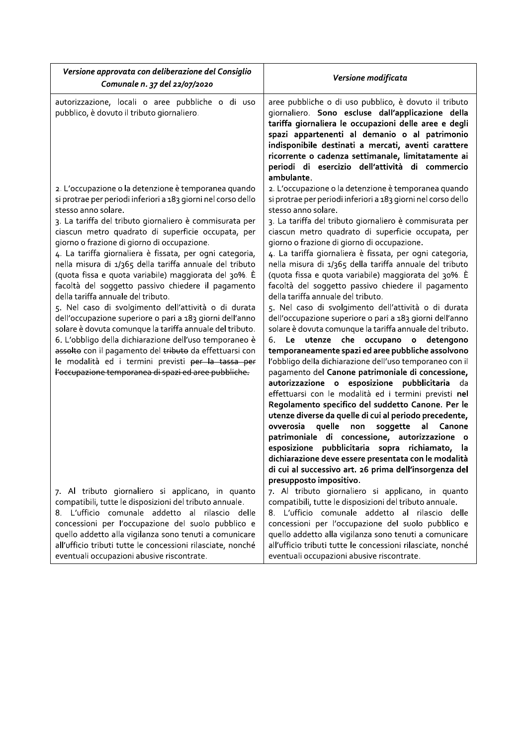| *Versione approvata con deliberazione del Consiglio Comunale n. 37 del 22/07/2020* | *Versione modificata* |
|---|---|
| autorizzazione, locali o aree pubbliche o di uso pubblico, è dovuto il tributo giornaliero. | aree pubbliche o di uso pubblico, è dovuto il tributo giornaliero. **Sono escluse dall'applicazione della tariffa giornaliera le occupazioni delle aree e degli spazi appartenenti al demanio o al patrimonio indisponibile destinati a mercati, aventi carattere ricorrente o cadenza settimanale, limitatamente ai periodi di esercizio dell'attività di commercio ambulante.** |
| 2. L'occupazione o la detenzione è temporanea quando si protrae per periodi inferiori a 183 giorni nel corso dello stesso anno solare.<br>3. La tariffa del tributo giornaliero è commisurata per ciascun metro quadrato di superficie occupata, per giorno o frazione di giorno di occupazione.<br>4. La tariffa giornaliera è fissata, per ogni categoria, nella misura di 1/365 della tariffa annuale del tributo (quota fissa e quota variabile) maggiorata del 30%. È facoltà del soggetto passivo chiedere il pagamento della tariffa annuale del tributo.<br>5. Nel caso di svolgimento dell'attività o di durata dell'occupazione superiore o pari a 183 giorni dell'anno solare è dovuta comunque la tariffa annuale del tributo.<br>6. L'obbligo della dichiarazione dell'uso temporaneo ~~è assolto~~ con il pagamento del ~~tributo~~ da effettuarsi con le modalità ed i termini previsti ~~per la tassa per l'occupazione temporanea di spazi ed aree pubbliche.~~ | 2. L'occupazione o la detenzione è temporanea quando si protrae per periodi inferiori a 183 giorni nel corso dello stesso anno solare.<br>3. La tariffa del tributo giornaliero è commisurata per ciascun metro quadrato di superficie occupata, per giorno o frazione di giorno di occupazione.<br>4. La tariffa giornaliera è fissata, per ogni categoria, nella misura di 1/365 della tariffa annuale del tributo (quota fissa e quota variabile) maggiorata del 30%. È facoltà del soggetto passivo chiedere il pagamento della tariffa annuale del tributo.<br>5. Nel caso di svolgimento dell'attività o di durata dell'occupazione superiore o pari a 183 giorni dell'anno solare è dovuta comunque la tariffa annuale del tributo.<br>6. **Le utenze che occupano o detengono temporaneamente spazi ed aree pubbliche assolvono** l'obbligo della dichiarazione dell'uso temporaneo con il pagamento del **Canone patrimoniale di concessione, autorizzazione o esposizione pubblicitaria** da effettuarsi con le modalità ed i termini previsti **nel Regolamento specifico del suddetto Canone. Per le utenze diverse da quelle di cui al periodo precedente, ovverosia quelle non soggette al Canone patrimoniale di concessione, autorizzazione o esposizione pubblicitaria sopra richiamato, la dichiarazione deve essere presentata con le modalità di cui al successivo art. 26 prima dell'insorgenza del presupposto impositivo.** |
| 7. Al tributo giornaliero si applicano, in quanto compatibili, tutte le disposizioni del tributo annuale.<br>8. L'ufficio comunale addetto al rilascio delle concessioni per l'occupazione del suolo pubblico e quello addetto alla vigilanza sono tenuti a comunicare all'ufficio tributi tutte le concessioni rilasciate, nonché eventuali occupazioni abusive riscontrate. | 7. Al tributo giornaliero si applicano, in quanto compatibili, tutte le disposizioni del tributo annuale.<br>8. L'ufficio comunale addetto al rilascio delle concessioni per l'occupazione del suolo pubblico e quello addetto alla vigilanza sono tenuti a comunicare all'ufficio tributi tutte le concessioni rilasciate, nonché eventuali occupazioni abusive riscontrate. |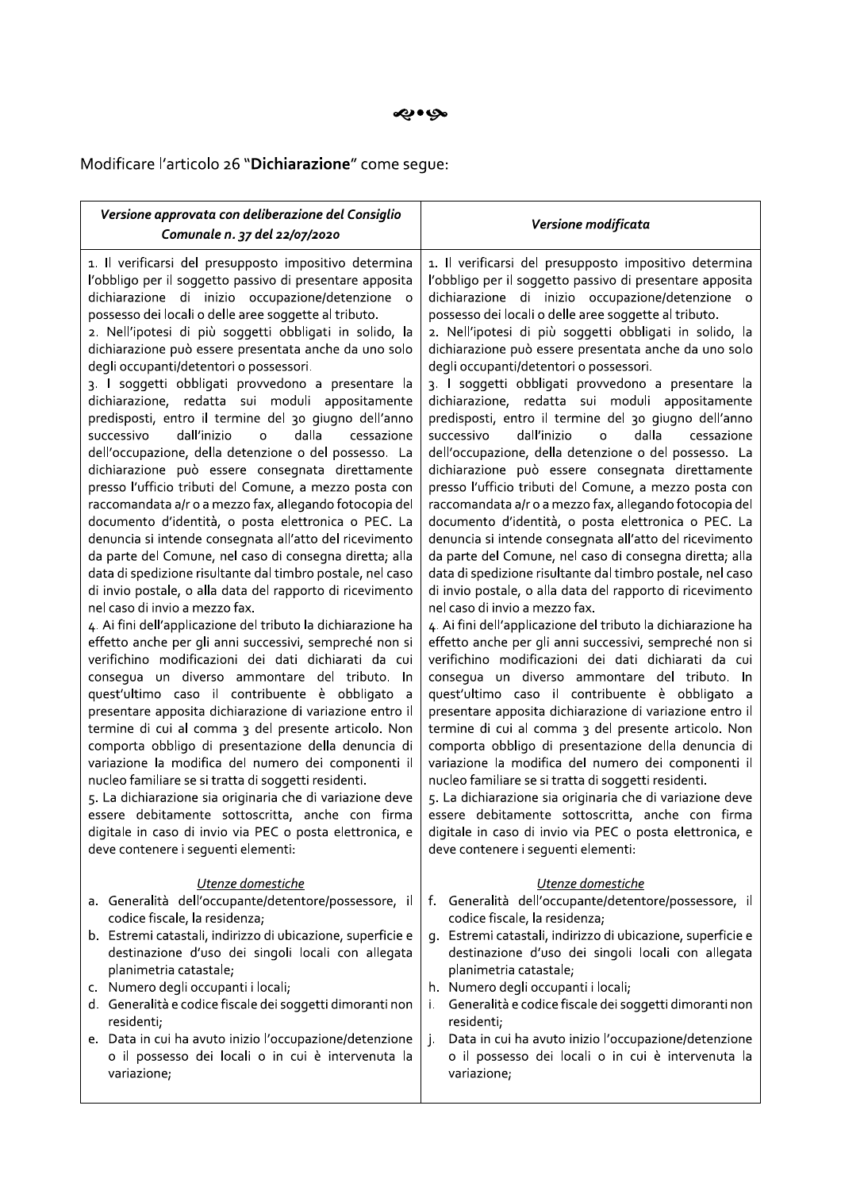ᖰ•ᖳ

Modificare l'articolo 26 "**Dichiarazione**" come segue:

| *Versione approvata con deliberazione del Consiglio Comunale n. 37 del 22/07/2020* | *Versione modificata* |
|---|---|
| 1. Il verificarsi del presupposto impositivo determina l'obbligo per il soggetto passivo di presentare apposita dichiarazione di inizio occupazione/detenzione o possesso dei locali o delle aree soggette al tributo.<br>2. Nell'ipotesi di più soggetti obbligati in solido, la dichiarazione può essere presentata anche da uno solo degli occupanti/detentori o possessori.<br>3. I soggetti obbligati provvedono a presentare la dichiarazione, redatta sui moduli appositamente predisposti, entro il termine del 30 giugno dell'anno successivo dall'inizio o dalla cessazione dell'occupazione, della detenzione o del possesso. La dichiarazione può essere consegnata direttamente presso l'ufficio tributi del Comune, a mezzo posta con raccomandata a/r o a mezzo fax, allegando fotocopia del documento d'identità, o posta elettronica o PEC. La denuncia si intende consegnata all'atto del ricevimento da parte del Comune, nel caso di consegna diretta; alla data di spedizione risultante dal timbro postale, nel caso di invio postale, o alla data del rapporto di ricevimento nel caso di invio a mezzo fax.<br>4. Ai fini dell'applicazione del tributo la dichiarazione ha effetto anche per gli anni successivi, sempreché non si verifichino modificazioni dei dati dichiarati da cui consegua un diverso ammontare del tributo. In quest'ultimo caso il contribuente è obbligato a presentare apposita dichiarazione di variazione entro il termine di cui al comma 3 del presente articolo. Non comporta obbligo di presentazione della denuncia di variazione la modifica del numero dei componenti il nucleo familiare se si tratta di soggetti residenti.<br>5. La dichiarazione sia originaria che di variazione deve essere debitamente sottoscritta, anche con firma digitale in caso di invio via PEC o posta elettronica, e deve contenere i seguenti elementi:<br><br>*Utenze domestiche*<br>a. Generalità dell'occupante/detentore/possessore, il codice fiscale, la residenza;<br>b. Estremi catastali, indirizzo di ubicazione, superficie e destinazione d'uso dei singoli locali con allegata planimetria catastale;<br>c. Numero degli occupanti i locali;<br>d. Generalità e codice fiscale dei soggetti dimoranti non residenti;<br>e. Data in cui ha avuto inizio l'occupazione/detenzione o il possesso dei locali o in cui è intervenuta la variazione; | 1. Il verificarsi del presupposto impositivo determina l'obbligo per il soggetto passivo di presentare apposita dichiarazione di inizio occupazione/detenzione o possesso dei locali o delle aree soggette al tributo.<br>2. Nell'ipotesi di più soggetti obbligati in solido, la dichiarazione può essere presentata anche da uno solo degli occupanti/detentori o possessori.<br>3. I soggetti obbligati provvedono a presentare la dichiarazione, redatta sui moduli appositamente predisposti, entro il termine del 30 giugno dell'anno successivo dall'inizio o dalla cessazione dell'occupazione, della detenzione o del possesso. La dichiarazione può essere consegnata direttamente presso l'ufficio tributi del Comune, a mezzo posta con raccomandata a/r o a mezzo fax, allegando fotocopia del documento d'identità, o posta elettronica o PEC. La denuncia si intende consegnata all'atto del ricevimento da parte del Comune, nel caso di consegna diretta; alla data di spedizione risultante dal timbro postale, nel caso di invio postale, o alla data del rapporto di ricevimento nel caso di invio a mezzo fax.<br>4. Ai fini dell'applicazione del tributo la dichiarazione ha effetto anche per gli anni successivi, sempreché non si verifichino modificazioni dei dati dichiarati da cui consegua un diverso ammontare del tributo. In quest'ultimo caso il contribuente è obbligato a presentare apposita dichiarazione di variazione entro il termine di cui al comma 3 del presente articolo. Non comporta obbligo di presentazione della denuncia di variazione la modifica del numero dei componenti il nucleo familiare se si tratta di soggetti residenti.<br>5. La dichiarazione sia originaria che di variazione deve essere debitamente sottoscritta, anche con firma digitale in caso di invio via PEC o posta elettronica, e deve contenere i seguenti elementi:<br><br>*Utenze domestiche*<br>f. Generalità dell'occupante/detentore/possessore, il codice fiscale, la residenza;<br>g. Estremi catastali, indirizzo di ubicazione, superficie e destinazione d'uso dei singoli locali con allegata planimetria catastale;<br>h. Numero degli occupanti i locali;<br>i. Generalità e codice fiscale dei soggetti dimoranti non residenti;<br>j. Data in cui ha avuto inizio l'occupazione/detenzione o il possesso dei locali o in cui è intervenuta la variazione; |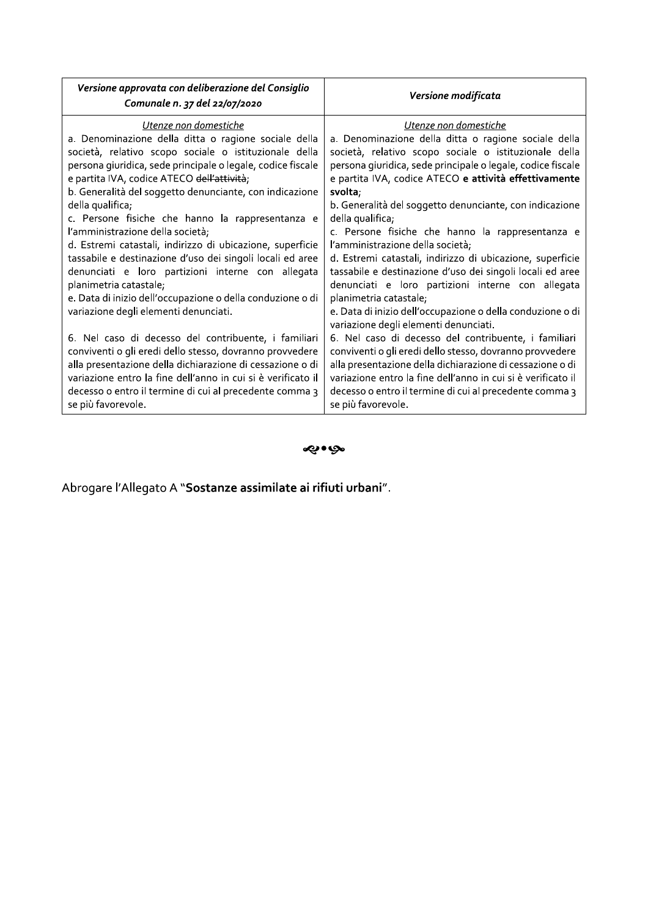| *Versione approvata con deliberazione del Consiglio Comunale n. 37 del 22/07/2020* | *Versione modificata* |
| --- | --- |
| Utenze non domestiche<br>a. Denominazione della ditta o ragione sociale della società, relativo scopo sociale o istituzionale della persona giuridica, sede principale o legale, codice fiscale e partita IVA, codice ATECO ~~dell'attività~~;<br>b. Generalità del soggetto denunciante, con indicazione della qualifica;<br>c. Persone fisiche che hanno la rappresentanza e l'amministrazione della società;<br>d. Estremi catastali, indirizzo di ubicazione, superficie tassabile e destinazione d'uso dei singoli locali ed aree denunciati e loro partizioni interne con allegata planimetria catastale;<br>e. Data di inizio dell'occupazione o della conduzione o di variazione degli elementi denunciati.<br><br>6. Nel caso di decesso del contribuente, i familiari conviventi o gli eredi dello stesso, dovranno provvedere alla presentazione della dichiarazione di cessazione o di variazione entro la fine dell'anno in cui si è verificato il decesso o entro il termine di cui al precedente comma 3 se più favorevole. | Utenze non domestiche<br>a. Denominazione della ditta o ragione sociale della società, relativo scopo sociale o istituzionale della persona giuridica, sede principale o legale, codice fiscale e partita IVA, codice ATECO **e attività effettivamente svolta**;<br>b. Generalità del soggetto denunciante, con indicazione della qualifica;<br>c. Persone fisiche che hanno la rappresentanza e l'amministrazione della società;<br>d. Estremi catastali, indirizzo di ubicazione, superficie tassabile e destinazione d'uso dei singoli locali ed aree denunciati e loro partizioni interne con allegata planimetria catastale;<br>e. Data di inizio dell'occupazione o della conduzione o di variazione degli elementi denunciati.<br>6. Nel caso di decesso del contribuente, i familiari conviventi o gli eredi dello stesso, dovranno provvedere alla presentazione della dichiarazione di cessazione o di variazione entro la fine dell'anno in cui si è verificato il decesso o entro il termine di cui al precedente comma 3 se più favorevole. |

Abrogare l'Allegato A "**Sostanze assimilate ai rifiuti urbani**".